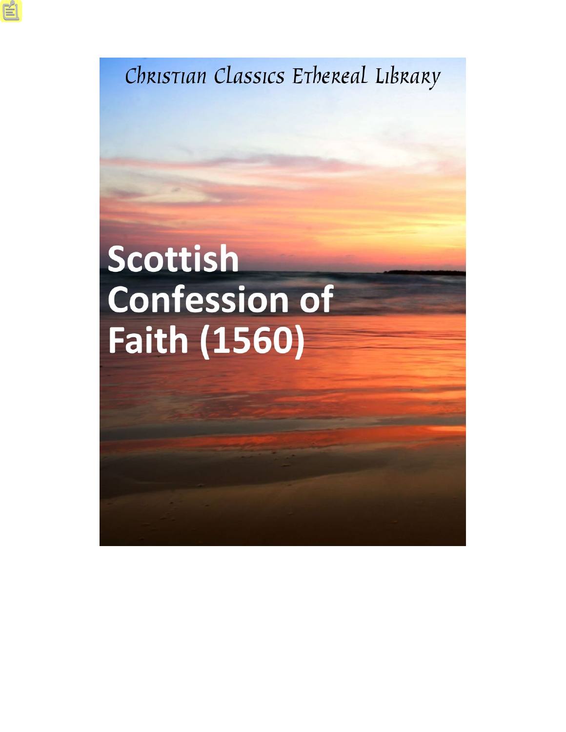Christian Classics Ethereal Library

# Scottish Confession of Faith (1560)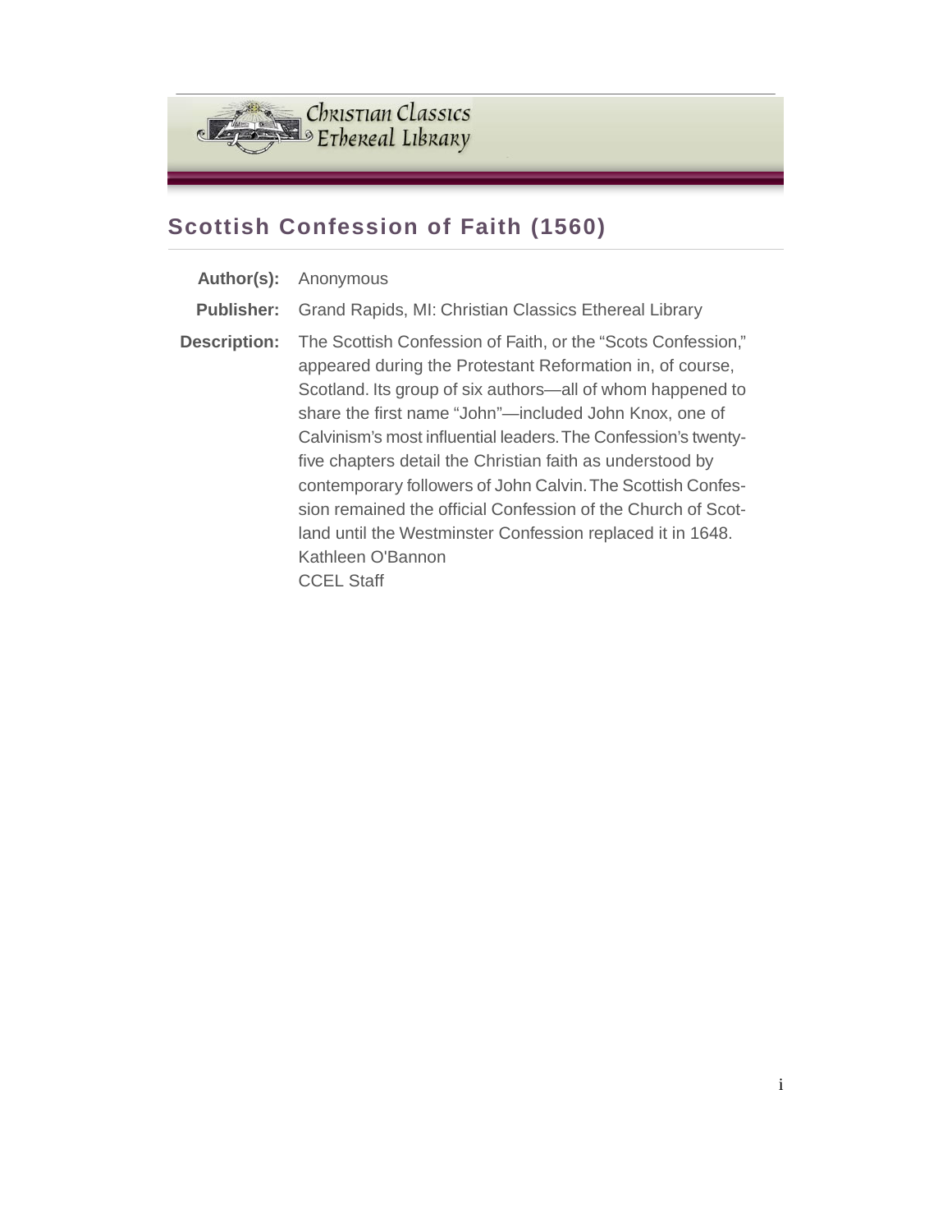## Scottish Confession of Faith (1560)

**Author(s):** Anonymous

**Publisher:** Grand Rapids, MI: Christian Classics Ethereal Library

**Description:** The Scottish Confession of Faith, or the "Scots Confession," appeared during the Protestant Reformation in, of course, Scotland. Its group of six authors—all of whom happened to share the first name "John"—included John Knox, one of Calvinism's most influential leaders. The Confession's twenty-five chapters detail the Christian faith as understood by contemporary followers of John Calvin. The Scottish Confession remained the official Confession of the Church of Scotland until the Westminster Confession replaced it in 1648.
Kathleen O'Bannon
CCEL Staff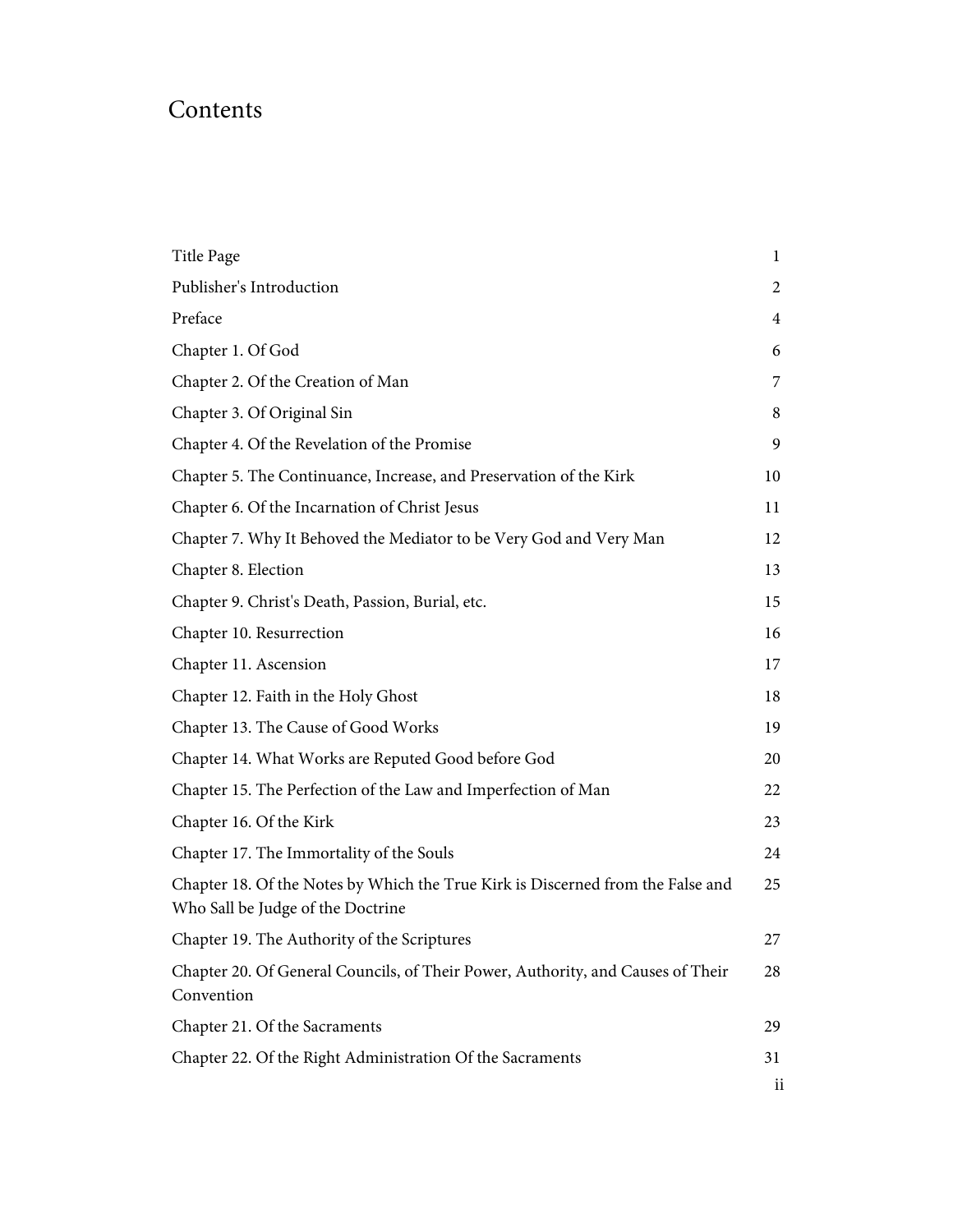# Contents

| | |
|---|---|
| Title Page | 1 |
| Publisher's Introduction | 2 |
| Preface | 4 |
| Chapter 1. Of God | 6 |
| Chapter 2. Of the Creation of Man | 7 |
| Chapter 3. Of Original Sin | 8 |
| Chapter 4. Of the Revelation of the Promise | 9 |
| Chapter 5. The Continuance, Increase, and Preservation of the Kirk | 10 |
| Chapter 6. Of the Incarnation of Christ Jesus | 11 |
| Chapter 7. Why It Behoved the Mediator to be Very God and Very Man | 12 |
| Chapter 8. Election | 13 |
| Chapter 9. Christ's Death, Passion, Burial, etc. | 15 |
| Chapter 10. Resurrection | 16 |
| Chapter 11. Ascension | 17 |
| Chapter 12. Faith in the Holy Ghost | 18 |
| Chapter 13. The Cause of Good Works | 19 |
| Chapter 14. What Works are Reputed Good before God | 20 |
| Chapter 15. The Perfection of the Law and Imperfection of Man | 22 |
| Chapter 16. Of the Kirk | 23 |
| Chapter 17. The Immortality of the Souls | 24 |
| Chapter 18. Of the Notes by Which the True Kirk is Discerned from the False and Who Sall be Judge of the Doctrine | 25 |
| Chapter 19. The Authority of the Scriptures | 27 |
| Chapter 20. Of General Councils, of Their Power, Authority, and Causes of Their Convention | 28 |
| Chapter 21. Of the Sacraments | 29 |
| Chapter 22. Of the Right Administration Of the Sacraments | 31 |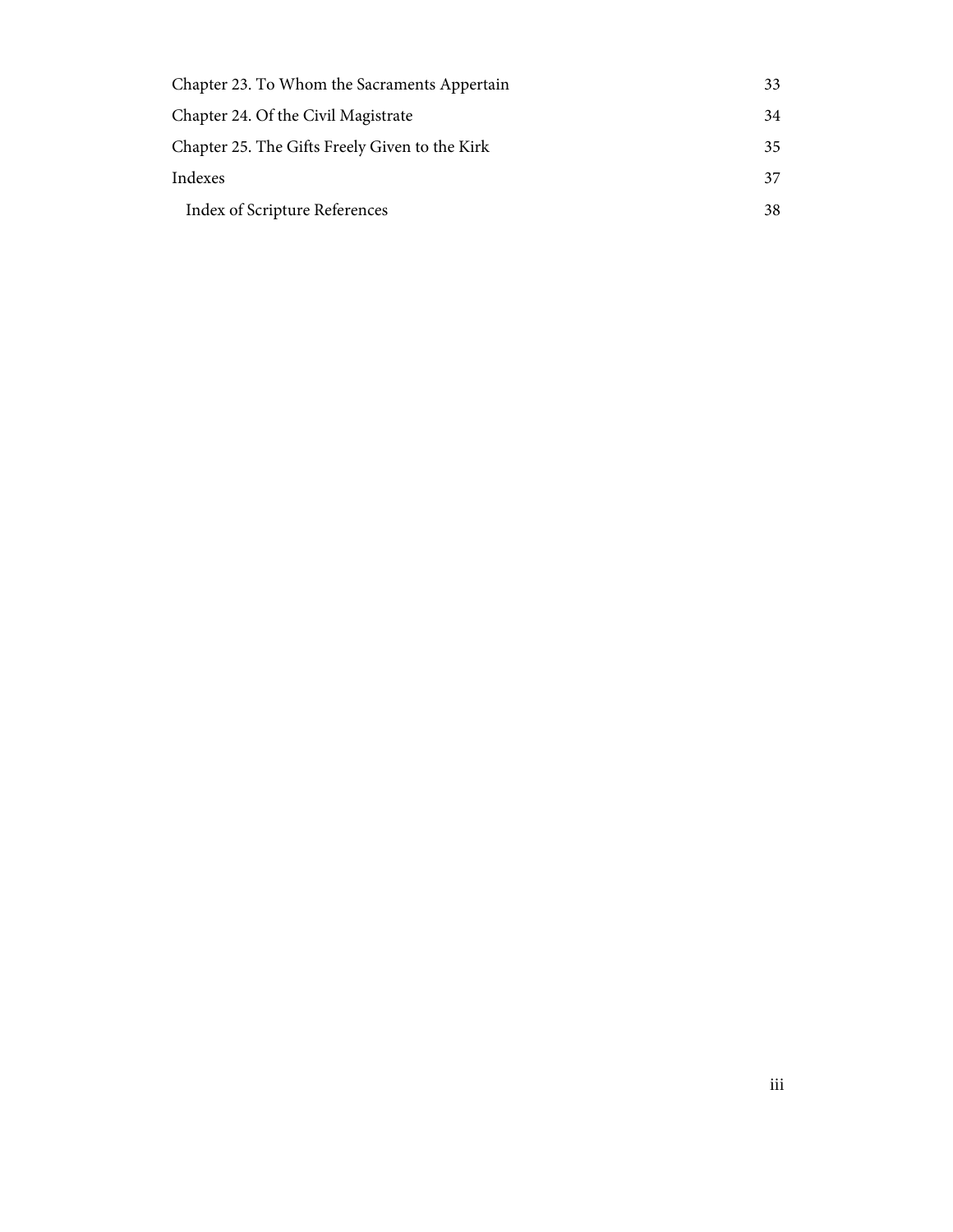Chapter 23. To Whom the Sacraments Appertain 33

Chapter 24. Of the Civil Magistrate 34

Chapter 25. The Gifts Freely Given to the Kirk 35

Indexes 37

- Index of Scripture References 38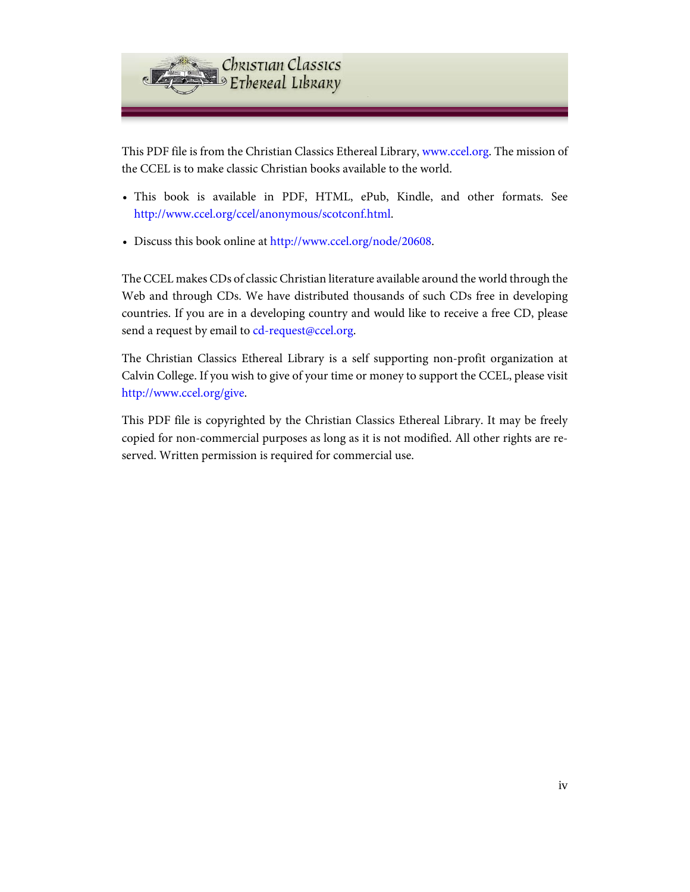This PDF file is from the Christian Classics Ethereal Library, www.ccel.org. The mission of the CCEL is to make classic Christian books available to the world.

- This book is available in PDF, HTML, ePub, Kindle, and other formats. See http://www.ccel.org/ccel/anonymous/scotconf.html.
- Discuss this book online at http://www.ccel.org/node/20608.

The CCEL makes CDs of classic Christian literature available around the world through the Web and through CDs. We have distributed thousands of such CDs free in developing countries. If you are in a developing country and would like to receive a free CD, please send a request by email to cd-request@ccel.org.

The Christian Classics Ethereal Library is a self supporting non-profit organization at Calvin College. If you wish to give of your time or money to support the CCEL, please visit http://www.ccel.org/give.

This PDF file is copyrighted by the Christian Classics Ethereal Library. It may be freely copied for non-commercial purposes as long as it is not modified. All other rights are reserved. Written permission is required for commercial use.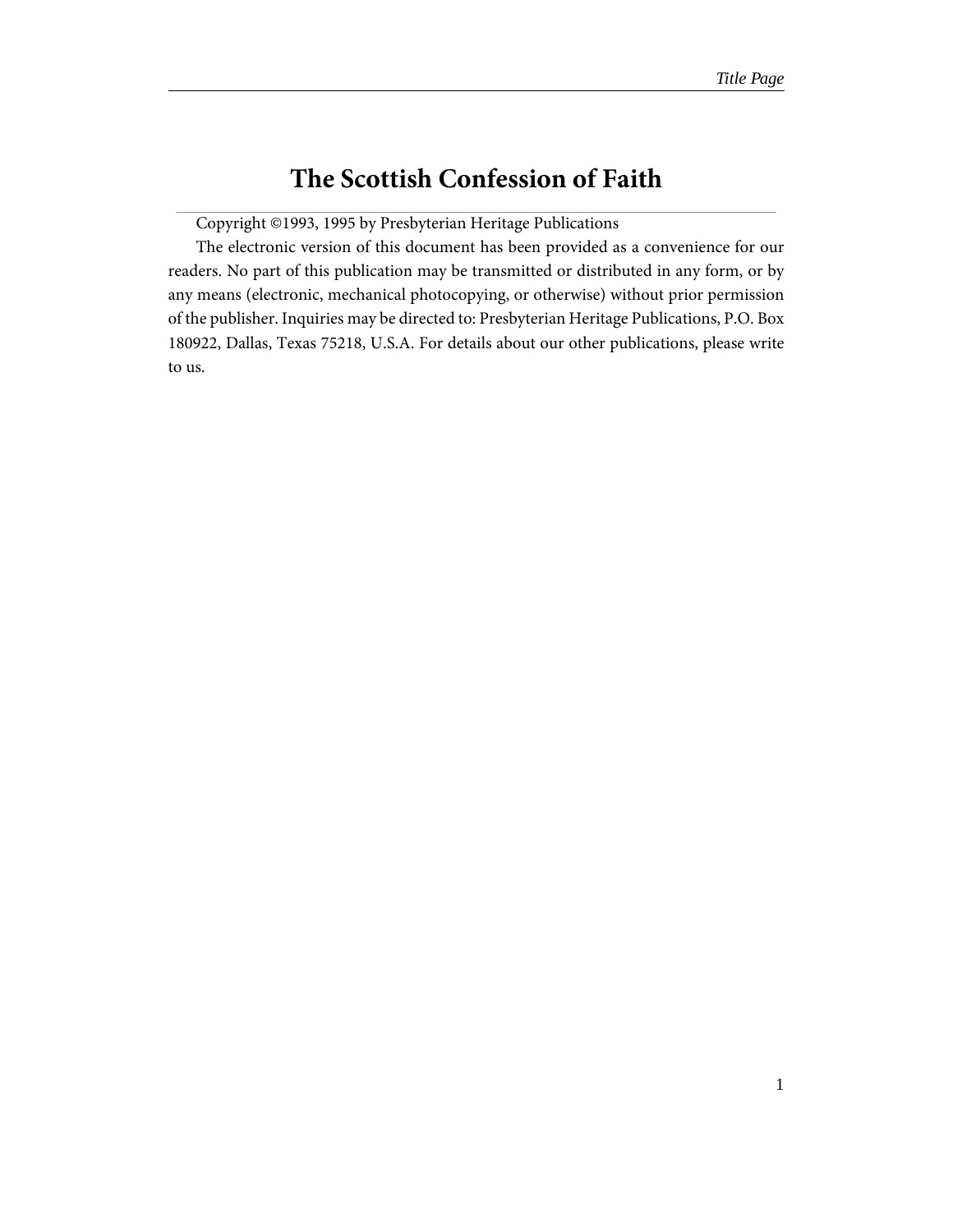# The Scottish Confession of Faith

Copyright ©1993, 1995 by Presbyterian Heritage Publications

The electronic version of this document has been provided as a convenience for our readers. No part of this publication may be transmitted or distributed in any form, or by any means (electronic, mechanical photocopying, or otherwise) without prior permission of the publisher. Inquiries may be directed to: Presbyterian Heritage Publications, P.O. Box 180922, Dallas, Texas 75218, U.S.A. For details about our other publications, please write to us.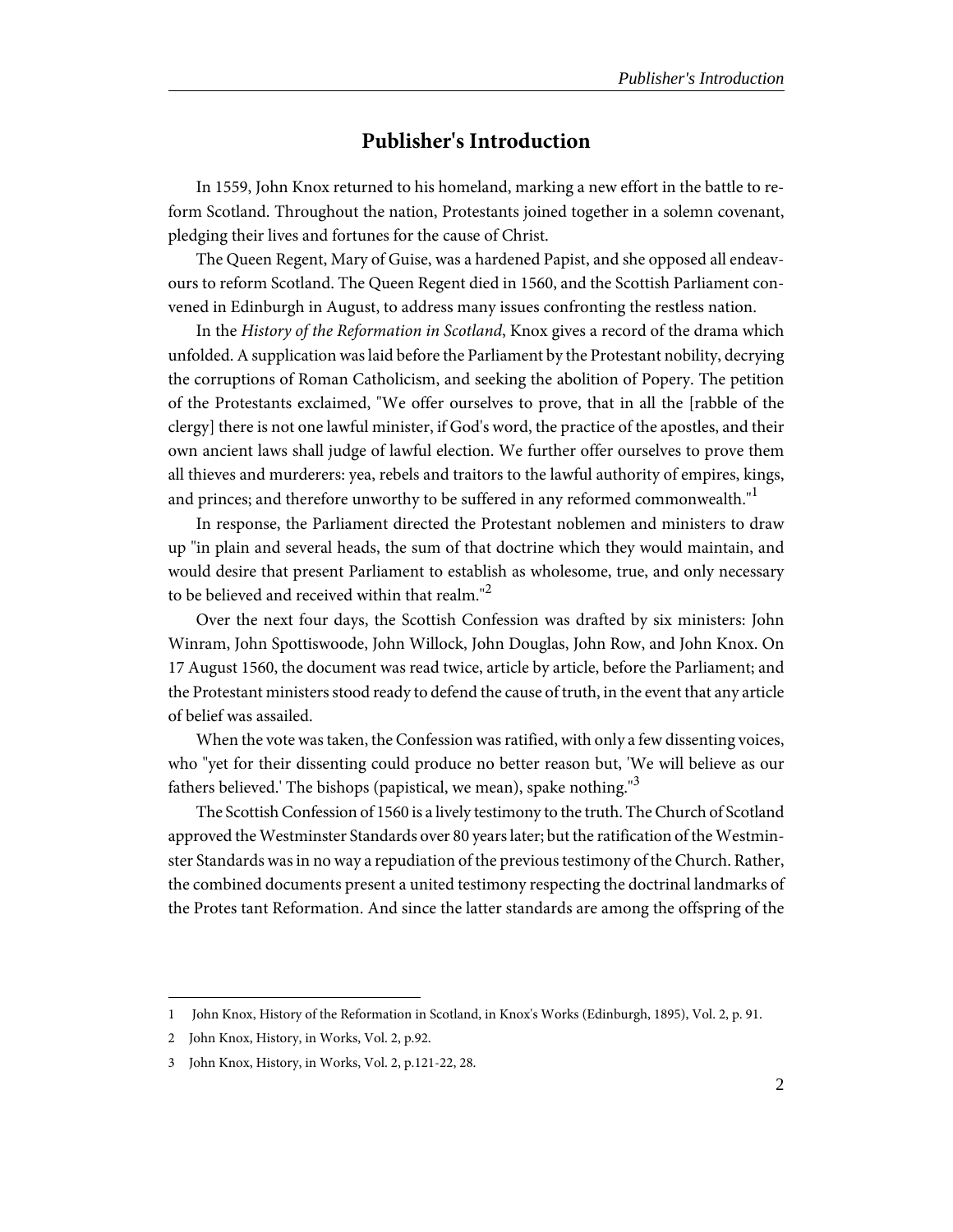# Publisher's Introduction

In 1559, John Knox returned to his homeland, marking a new effort in the battle to reform Scotland. Throughout the nation, Protestants joined together in a solemn covenant, pledging their lives and fortunes for the cause of Christ.

The Queen Regent, Mary of Guise, was a hardened Papist, and she opposed all endeavours to reform Scotland. The Queen Regent died in 1560, and the Scottish Parliament convened in Edinburgh in August, to address many issues confronting the restless nation.

In the *History of the Reformation in Scotland*, Knox gives a record of the drama which unfolded. A supplication was laid before the Parliament by the Protestant nobility, decrying the corruptions of Roman Catholicism, and seeking the abolition of Popery. The petition of the Protestants exclaimed, "We offer ourselves to prove, that in all the [rabble of the clergy] there is not one lawful minister, if God's word, the practice of the apostles, and their own ancient laws shall judge of lawful election. We further offer ourselves to prove them all thieves and murderers: yea, rebels and traitors to the lawful authority of empires, kings, and princes; and therefore unworthy to be suffered in any reformed commonwealth."[1]

In response, the Parliament directed the Protestant noblemen and ministers to draw up "in plain and several heads, the sum of that doctrine which they would maintain, and would desire that present Parliament to establish as wholesome, true, and only necessary to be believed and received within that realm."[2]

Over the next four days, the Scottish Confession was drafted by six ministers: John Winram, John Spottiswoode, John Willock, John Douglas, John Row, and John Knox. On 17 August 1560, the document was read twice, article by article, before the Parliament; and the Protestant ministers stood ready to defend the cause of truth, in the event that any article of belief was assailed.

When the vote was taken, the Confession was ratified, with only a few dissenting voices, who "yet for their dissenting could produce no better reason but, 'We will believe as our fathers believed.' The bishops (papistical, we mean), spake nothing."[3]

The Scottish Confession of 1560 is a lively testimony to the truth. The Church of Scotland approved the Westminster Standards over 80 years later; but the ratification of the Westminster Standards was in no way a repudiation of the previous testimony of the Church. Rather, the combined documents present a united testimony respecting the doctrinal landmarks of the Protes tant Reformation. And since the latter standards are among the offspring of the

1 John Knox, History of the Reformation in Scotland, in Knox's Works (Edinburgh, 1895), Vol. 2, p. 91.

2 John Knox, History, in Works, Vol. 2, p.92.

3 John Knox, History, in Works, Vol. 2, p.121-22, 28.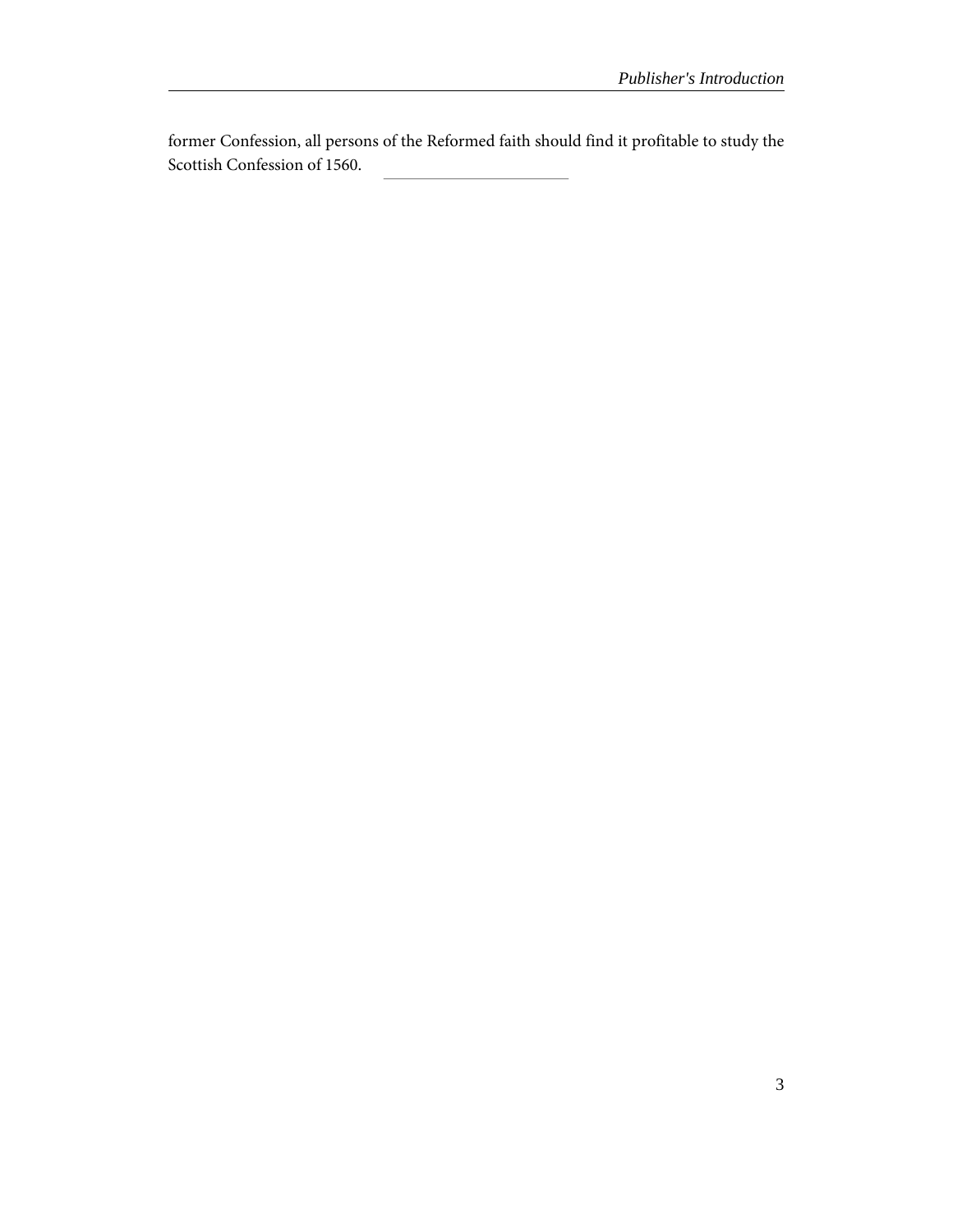former Confession, all persons of the Reformed faith should find it profitable to study the Scottish Confession of 1560.

---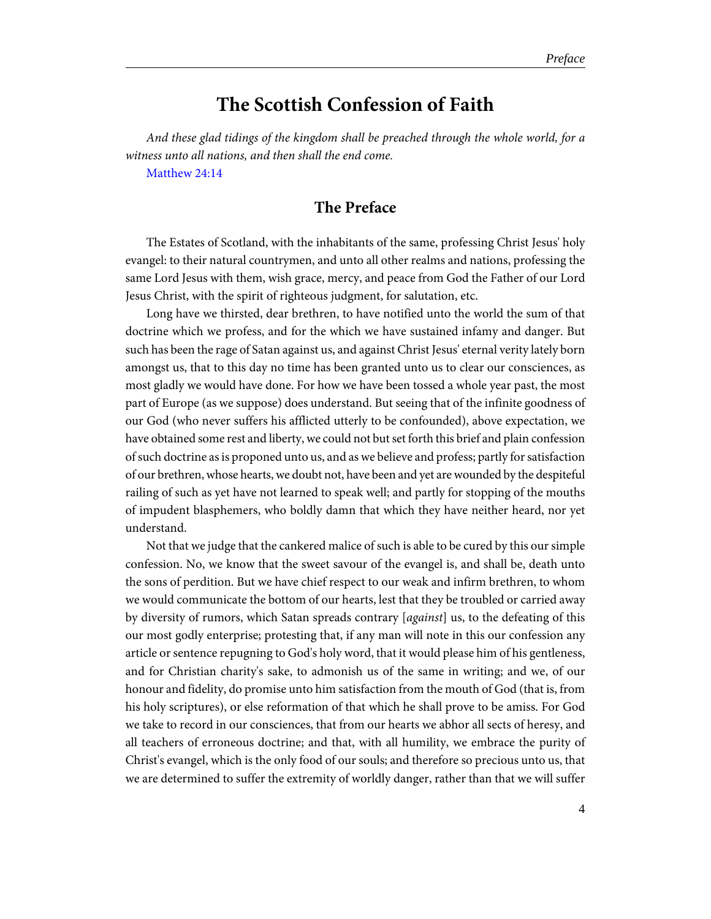# The Scottish Confession of Faith

*And these glad tidings of the kingdom shall be preached through the whole world, for a witness unto all nations, and then shall the end come.*

Matthew 24:14

## The Preface

The Estates of Scotland, with the inhabitants of the same, professing Christ Jesus' holy evangel: to their natural countrymen, and unto all other realms and nations, professing the same Lord Jesus with them, wish grace, mercy, and peace from God the Father of our Lord Jesus Christ, with the spirit of righteous judgment, for salutation, etc.

Long have we thirsted, dear brethren, to have notified unto the world the sum of that doctrine which we profess, and for the which we have sustained infamy and danger. But such has been the rage of Satan against us, and against Christ Jesus' eternal verity lately born amongst us, that to this day no time has been granted unto us to clear our consciences, as most gladly we would have done. For how we have been tossed a whole year past, the most part of Europe (as we suppose) does understand. But seeing that of the infinite goodness of our God (who never suffers his afflicted utterly to be confounded), above expectation, we have obtained some rest and liberty, we could not but set forth this brief and plain confession of such doctrine as is proponed unto us, and as we believe and profess; partly for satisfaction of our brethren, whose hearts, we doubt not, have been and yet are wounded by the despiteful railing of such as yet have not learned to speak well; and partly for stopping of the mouths of impudent blasphemers, who boldly damn that which they have neither heard, nor yet understand.

Not that we judge that the cankered malice of such is able to be cured by this our simple confession. No, we know that the sweet savour of the evangel is, and shall be, death unto the sons of perdition. But we have chief respect to our weak and infirm brethren, to whom we would communicate the bottom of our hearts, lest that they be troubled or carried away by diversity of rumors, which Satan spreads contrary [*against*] us, to the defeating of this our most godly enterprise; protesting that, if any man will note in this our confession any article or sentence repugning to God's holy word, that it would please him of his gentleness, and for Christian charity's sake, to admonish us of the same in writing; and we, of our honour and fidelity, do promise unto him satisfaction from the mouth of God (that is, from his holy scriptures), or else reformation of that which he shall prove to be amiss. For God we take to record in our consciences, that from our hearts we abhor all sects of heresy, and all teachers of erroneous doctrine; and that, with all humility, we embrace the purity of Christ's evangel, which is the only food of our souls; and therefore so precious unto us, that we are determined to suffer the extremity of worldly danger, rather than that we will suffer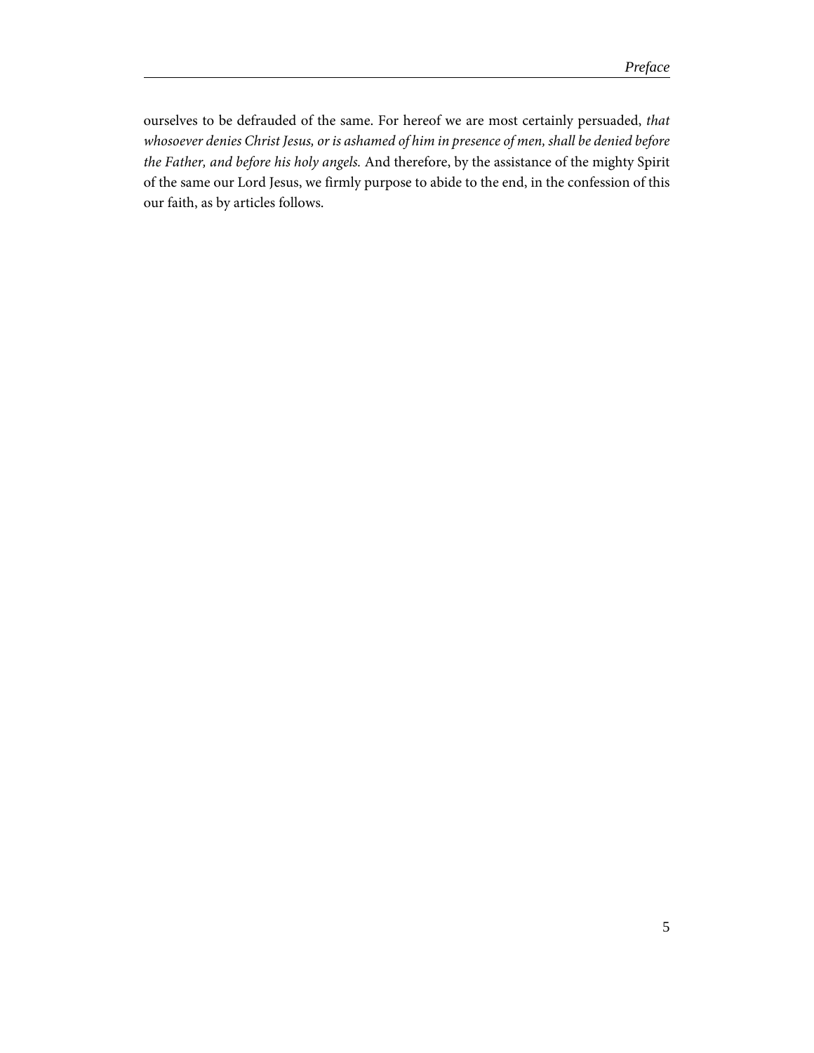ourselves to be defrauded of the same. For hereof we are most certainly persuaded, *that whosoever denies Christ Jesus, or is ashamed of him in presence of men, shall be denied before the Father, and before his holy angels.* And therefore, by the assistance of the mighty Spirit of the same our Lord Jesus, we firmly purpose to abide to the end, in the confession of this our faith, as by articles follows.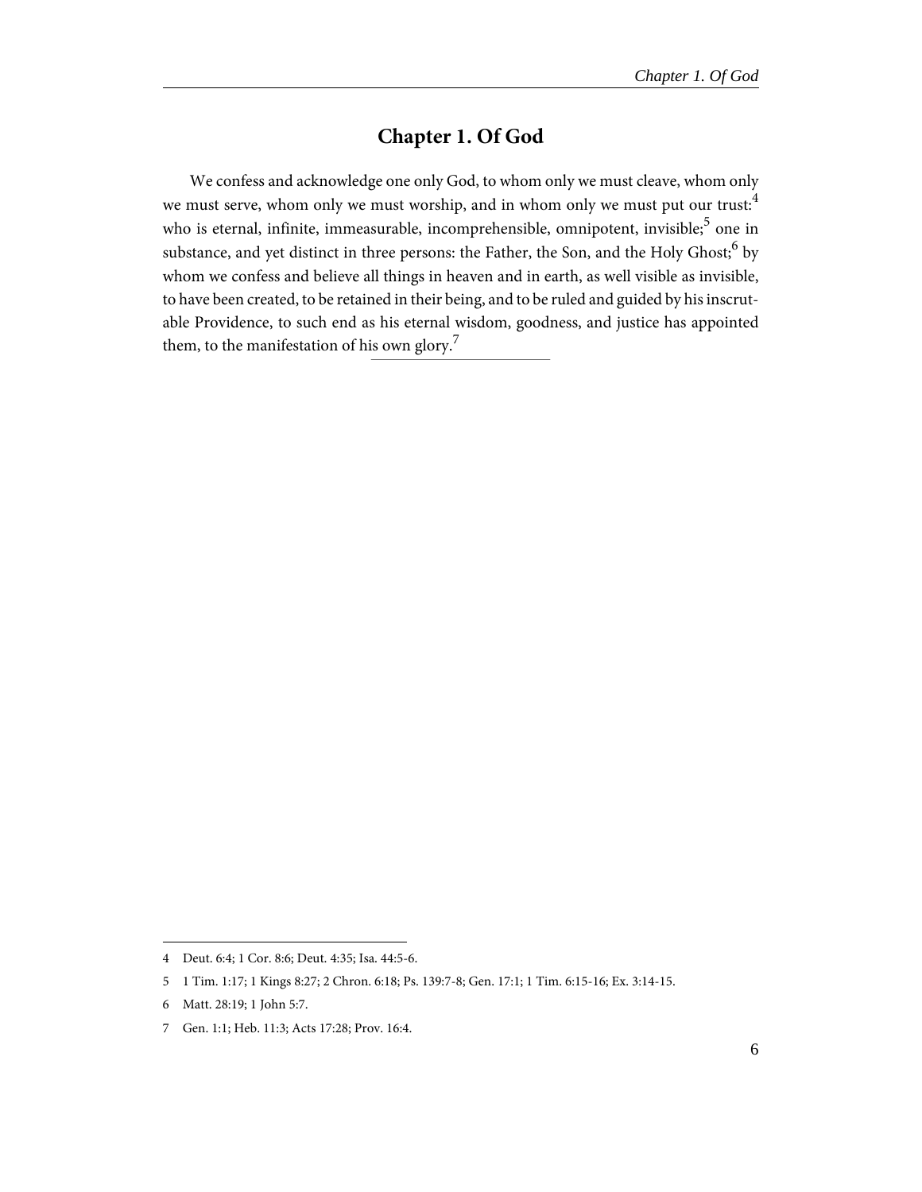# Chapter 1. Of God

We confess and acknowledge one only God, to whom only we must cleave, whom only we must serve, whom only we must worship, and in whom only we must put our trust:[4] who is eternal, infinite, immeasurable, incomprehensible, omnipotent, invisible;[5] one in substance, and yet distinct in three persons: the Father, the Son, and the Holy Ghost;[6] by whom we confess and believe all things in heaven and in earth, as well visible as invisible, to have been created, to be retained in their being, and to be ruled and guided by his inscrutable Providence, to such end as his eternal wisdom, goodness, and justice has appointed them, to the manifestation of his own glory.[7]

---

4 Deut. 6:4; 1 Cor. 8:6; Deut. 4:35; Isa. 44:5-6.

5 1 Tim. 1:17; 1 Kings 8:27; 2 Chron. 6:18; Ps. 139:7-8; Gen. 17:1; 1 Tim. 6:15-16; Ex. 3:14-15.

6 Matt. 28:19; 1 John 5:7.

7 Gen. 1:1; Heb. 11:3; Acts 17:28; Prov. 16:4.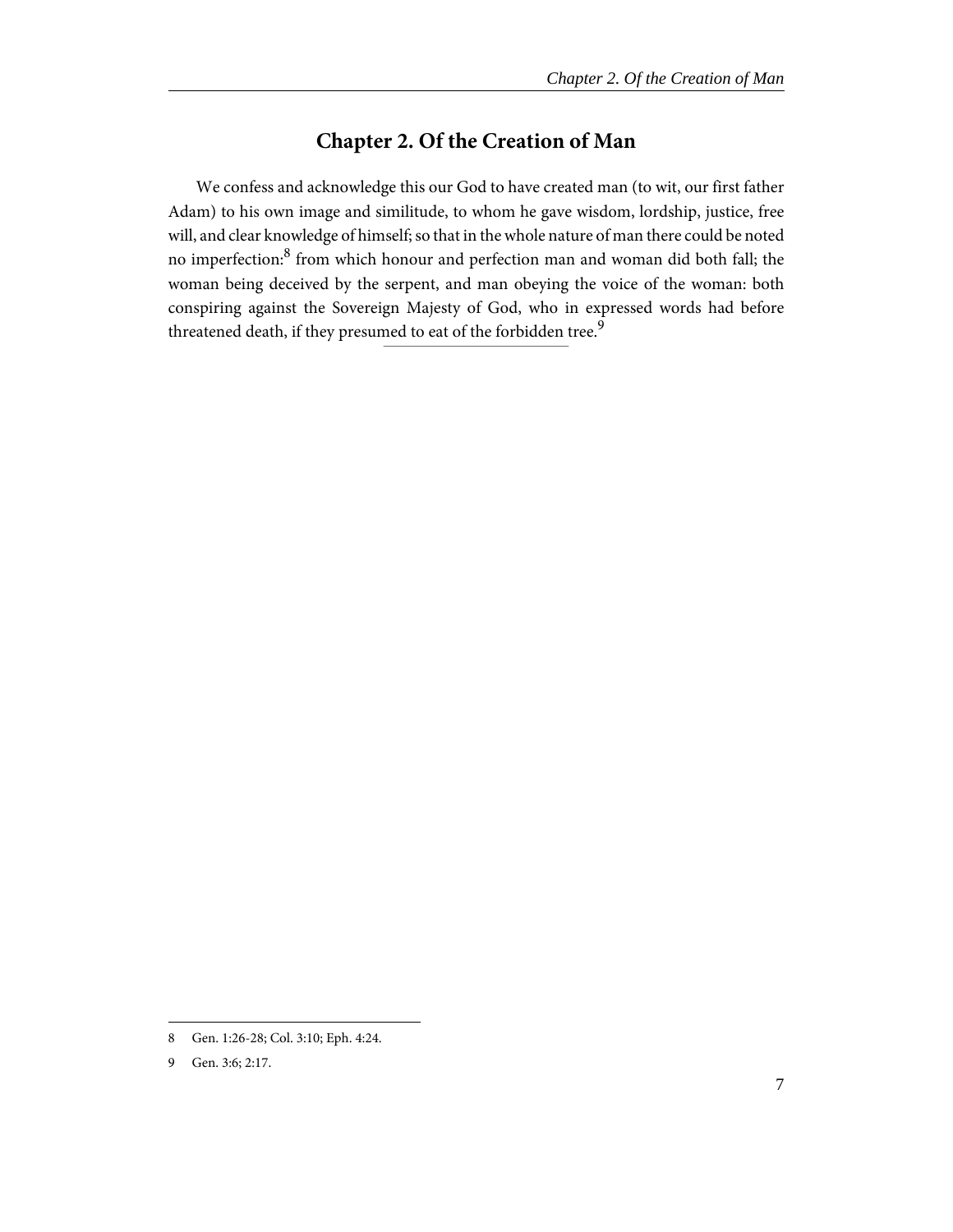## Chapter 2. Of the Creation of Man

We confess and acknowledge this our God to have created man (to wit, our first father Adam) to his own image and similitude, to whom he gave wisdom, lordship, justice, free will, and clear knowledge of himself; so that in the whole nature of man there could be noted no imperfection:[8] from which honour and perfection man and woman did both fall; the woman being deceived by the serpent, and man obeying the voice of the woman: both conspiring against the Sovereign Majesty of God, who in expressed words had before threatened death, if they presumed to eat of the forbidden tree.[9]

---

8 Gen. 1:26-28; Col. 3:10; Eph. 4:24.

9 Gen. 3:6; 2:17.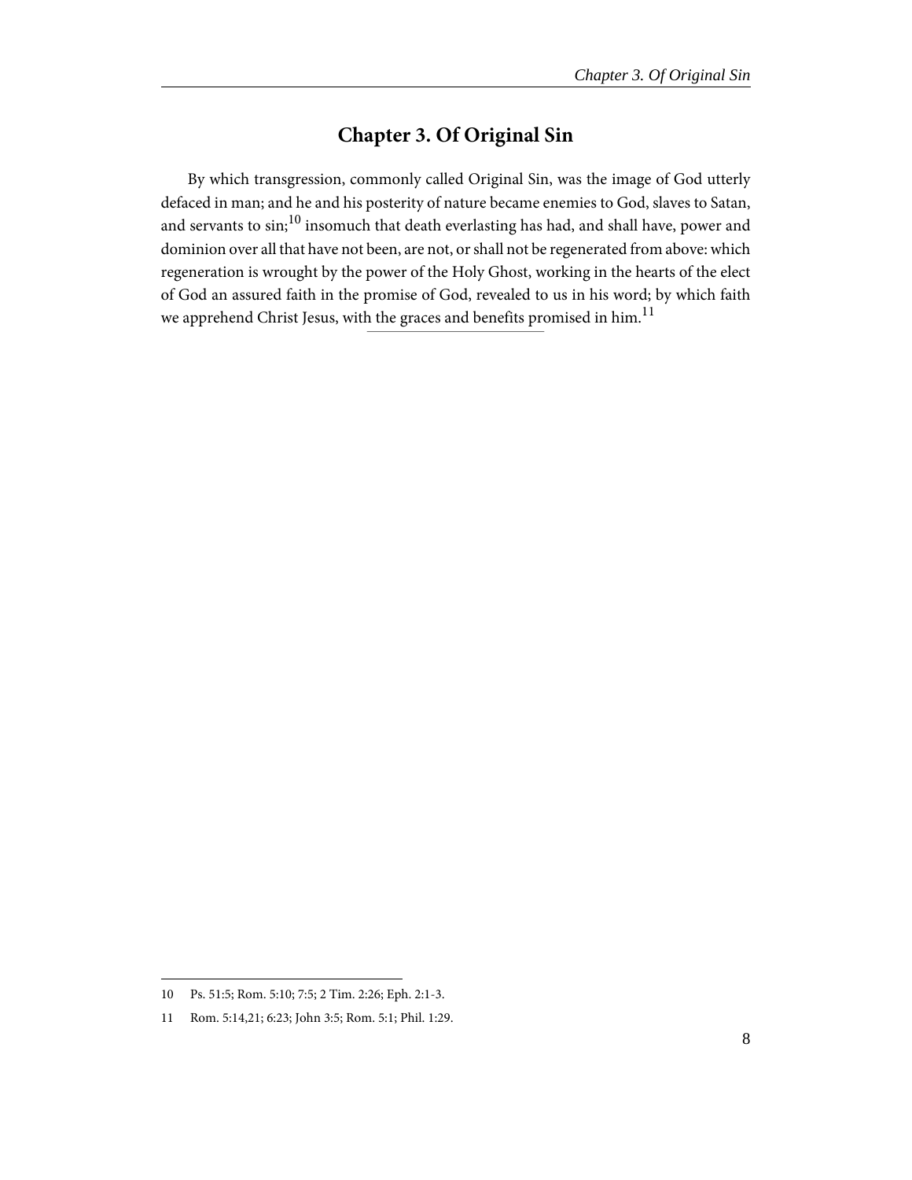# Chapter 3. Of Original Sin

By which transgression, commonly called Original Sin, was the image of God utterly defaced in man; and he and his posterity of nature became enemies to God, slaves to Satan, and servants to sin;[10] insomuch that death everlasting has had, and shall have, power and dominion over all that have not been, are not, or shall not be regenerated from above: which regeneration is wrought by the power of the Holy Ghost, working in the hearts of the elect of God an assured faith in the promise of God, revealed to us in his word; by which faith we apprehend Christ Jesus, with the graces and benefits promised in him.[11]

---

10 Ps. 51:5; Rom. 5:10; 7:5; 2 Tim. 2:26; Eph. 2:1-3.

11 Rom. 5:14,21; 6:23; John 3:5; Rom. 5:1; Phil. 1:29.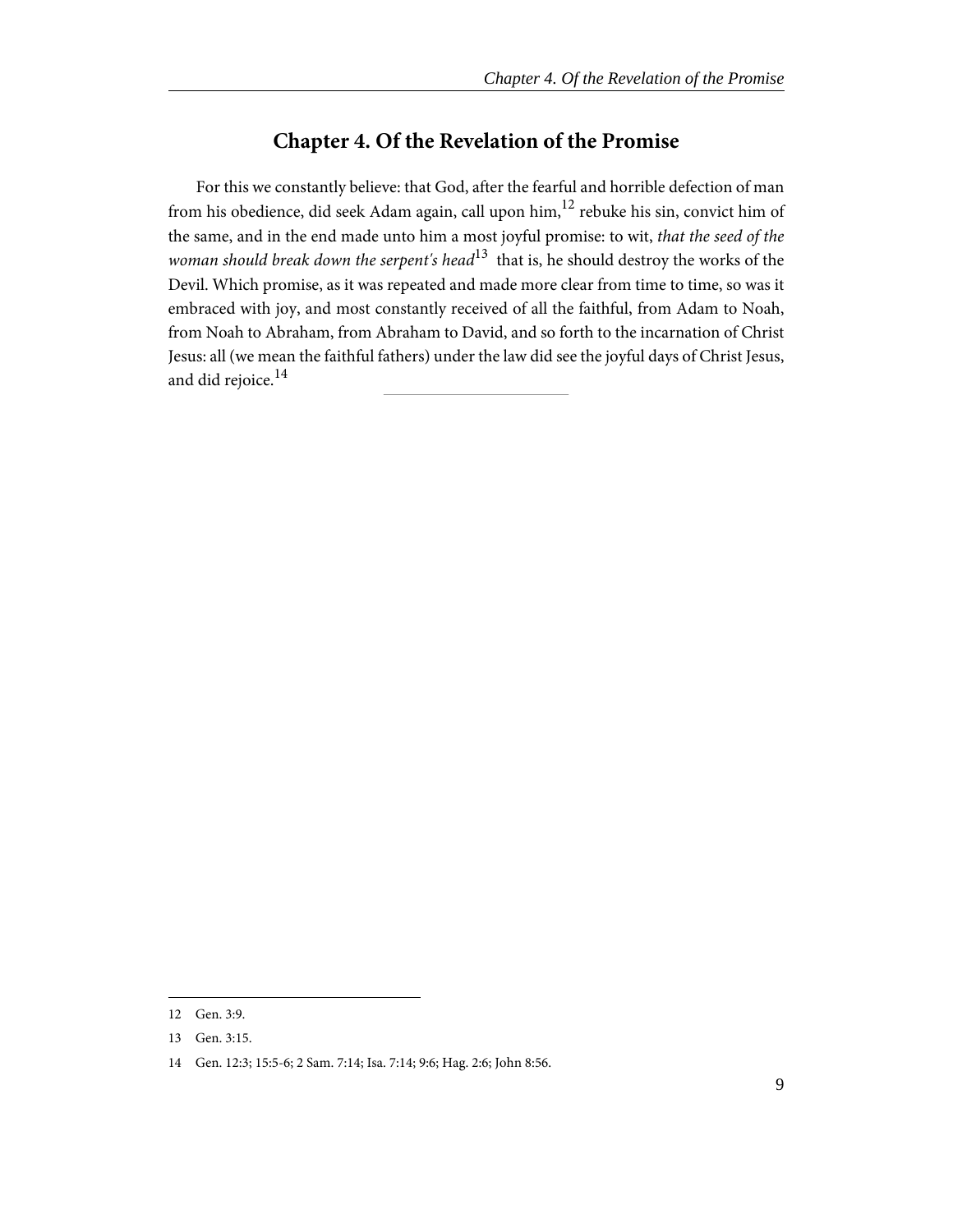## Chapter 4. Of the Revelation of the Promise

For this we constantly believe: that God, after the fearful and horrible defection of man from his obedience, did seek Adam again, call upon him,[12] rebuke his sin, convict him of the same, and in the end made unto him a most joyful promise: to wit, *that the seed of the woman should break down the serpent's head*[13] that is, he should destroy the works of the Devil. Which promise, as it was repeated and made more clear from time to time, so was it embraced with joy, and most constantly received of all the faithful, from Adam to Noah, from Noah to Abraham, from Abraham to David, and so forth to the incarnation of Christ Jesus: all (we mean the faithful fathers) under the law did see the joyful days of Christ Jesus, and did rejoice.[14]

---

12 Gen. 3:9.

13 Gen. 3:15.

14 Gen. 12:3; 15:5-6; 2 Sam. 7:14; Isa. 7:14; 9:6; Hag. 2:6; John 8:56.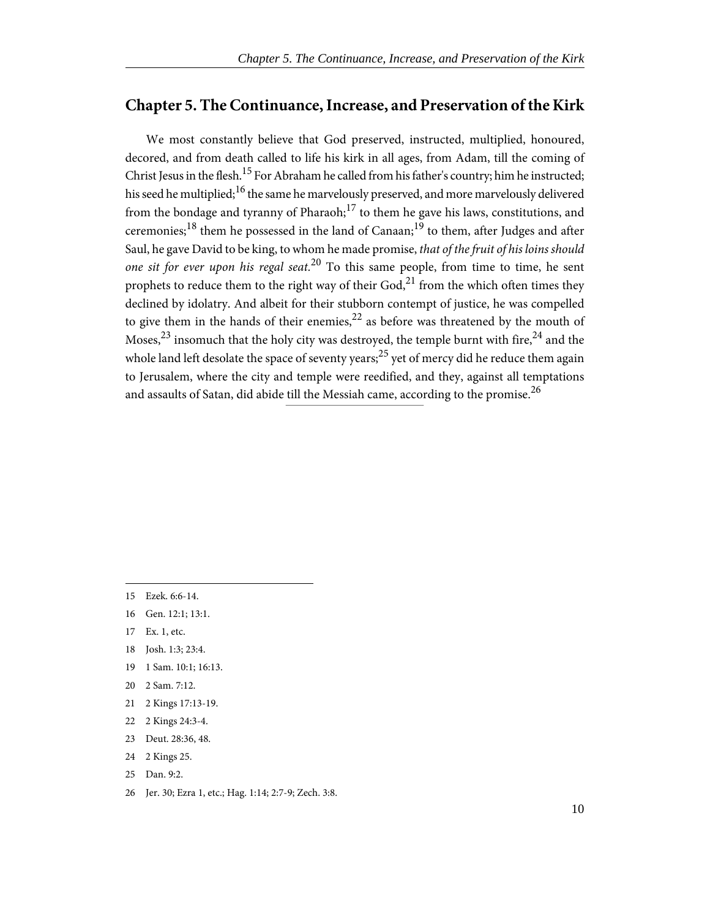## Chapter 5. The Continuance, Increase, and Preservation of the Kirk

We most constantly believe that God preserved, instructed, multiplied, honoured, decored, and from death called to life his kirk in all ages, from Adam, till the coming of Christ Jesus in the flesh.[15] For Abraham he called from his father's country; him he instructed; his seed he multiplied;[16] the same he marvelously preserved, and more marvelously delivered from the bondage and tyranny of Pharaoh;[17] to them he gave his laws, constitutions, and ceremonies;[18] them he possessed in the land of Canaan;[19] to them, after Judges and after Saul, he gave David to be king, to whom he made promise, *that of the fruit of his loins should one sit for ever upon his regal seat.*[20] To this same people, from time to time, he sent prophets to reduce them to the right way of their God,[21] from the which often times they declined by idolatry. And albeit for their stubborn contempt of justice, he was compelled to give them in the hands of their enemies,[22] as before was threatened by the mouth of Moses,[23] insomuch that the holy city was destroyed, the temple burnt with fire,[24] and the whole land left desolate the space of seventy years;[25] yet of mercy did he reduce them again to Jerusalem, where the city and temple were reedified, and they, against all temptations and assaults of Satan, did abide till the Messiah came, according to the promise.[26]

---

15 Ezek. 6:6-14.

16 Gen. 12:1; 13:1.

17 Ex. 1, etc.

18 Josh. 1:3; 23:4.

19 1 Sam. 10:1; 16:13.

20 2 Sam. 7:12.

21 2 Kings 17:13-19.

22 2 Kings 24:3-4.

23 Deut. 28:36, 48.

24 2 Kings 25.

25 Dan. 9:2.

26 Jer. 30; Ezra 1, etc.; Hag. 1:14; 2:7-9; Zech. 3:8.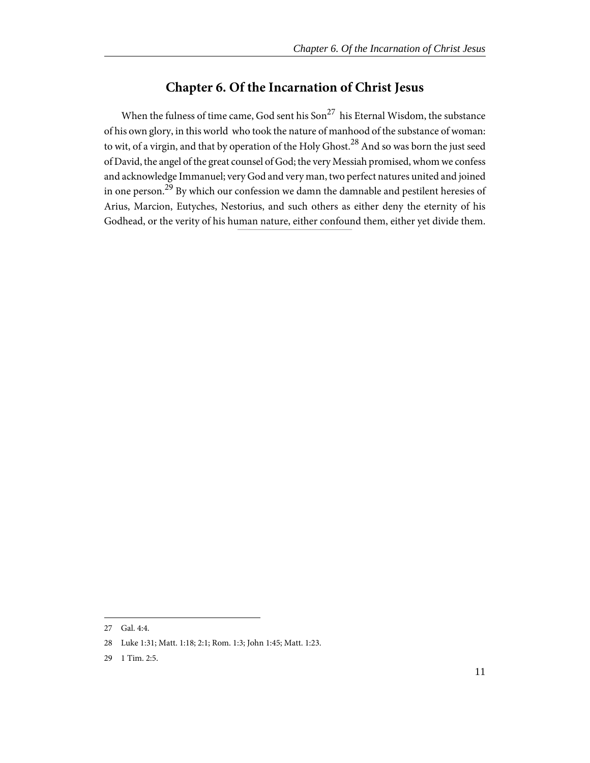## Chapter 6. Of the Incarnation of Christ Jesus

When the fulness of time came, God sent his Son[27] his Eternal Wisdom, the substance of his own glory, in this world who took the nature of manhood of the substance of woman: to wit, of a virgin, and that by operation of the Holy Ghost.[28] And so was born the just seed of David, the angel of the great counsel of God; the very Messiah promised, whom we confess and acknowledge Immanuel; very God and very man, two perfect natures united and joined in one person.[29] By which our confession we damn the damnable and pestilent heresies of Arius, Marcion, Eutyches, Nestorius, and such others as either deny the eternity of his Godhead, or the verity of his human nature, either confound them, either yet divide them.

---

27 Gal. 4:4.

28 Luke 1:31; Matt. 1:18; 2:1; Rom. 1:3; John 1:45; Matt. 1:23.

29 1 Tim. 2:5.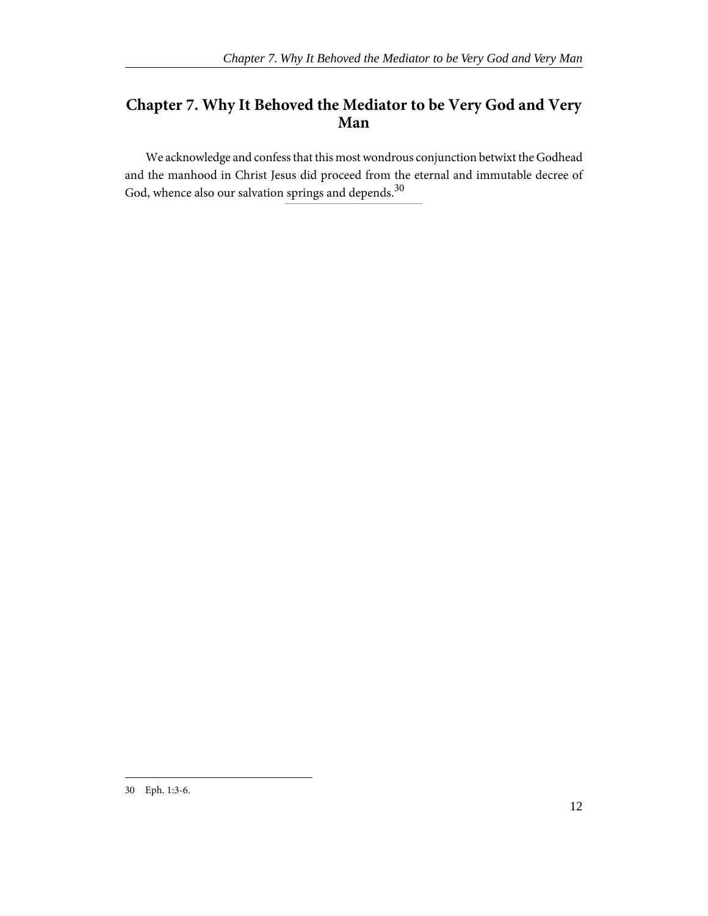## Chapter 7. Why It Behoved the Mediator to be Very God and Very Man

We acknowledge and confess that this most wondrous conjunction betwixt the Godhead and the manhood in Christ Jesus did proceed from the eternal and immutable decree of God, whence also our salvation springs and depends.[30]

---

30 Eph. 1:3-6.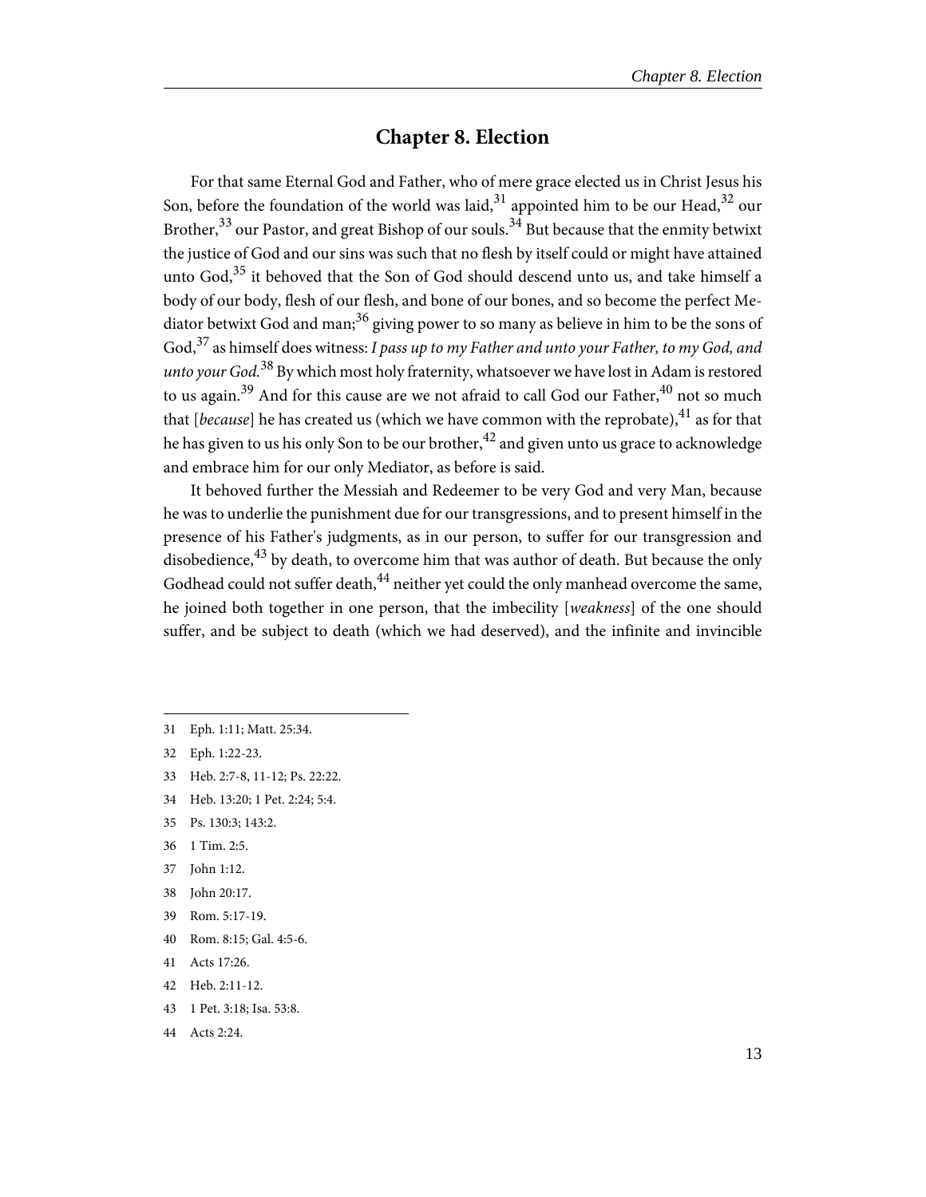# Chapter 8. Election

For that same Eternal God and Father, who of mere grace elected us in Christ Jesus his Son, before the foundation of the world was laid,[31] appointed him to be our Head,[32] our Brother,[33] our Pastor, and great Bishop of our souls.[34] But because that the enmity betwixt the justice of God and our sins was such that no flesh by itself could or might have attained unto God,[35] it behoved that the Son of God should descend unto us, and take himself a body of our body, flesh of our flesh, and bone of our bones, and so become the perfect Mediator betwixt God and man;[36] giving power to so many as believe in him to be the sons of God,[37] as himself does witness: *I pass up to my Father and unto your Father, to my God, and unto your God.*[38] By which most holy fraternity, whatsoever we have lost in Adam is restored to us again.[39] And for this cause are we not afraid to call God our Father,[40] not so much that [*because*] he has created us (which we have common with the reprobate),[41] as for that he has given to us his only Son to be our brother,[42] and given unto us grace to acknowledge and embrace him for our only Mediator, as before is said.

It behoved further the Messiah and Redeemer to be very God and very Man, because he was to underlie the punishment due for our transgressions, and to present himself in the presence of his Father's judgments, as in our person, to suffer for our transgression and disobedience,[43] by death, to overcome him that was author of death. But because the only Godhead could not suffer death,[44] neither yet could the only manhead overcome the same, he joined both together in one person, that the imbecility [*weakness*] of the one should suffer, and be subject to death (which we had deserved), and the infinite and invincible

---

31 Eph. 1:11; Matt. 25:34.

32 Eph. 1:22-23.

33 Heb. 2:7-8, 11-12; Ps. 22:22.

34 Heb. 13:20; 1 Pet. 2:24; 5:4.

35 Ps. 130:3; 143:2.

36 1 Tim. 2:5.

37 John 1:12.

38 John 20:17.

39 Rom. 5:17-19.

40 Rom. 8:15; Gal. 4:5-6.

41 Acts 17:26.

42 Heb. 2:11-12.

43 1 Pet. 3:18; Isa. 53:8.

44 Acts 2:24.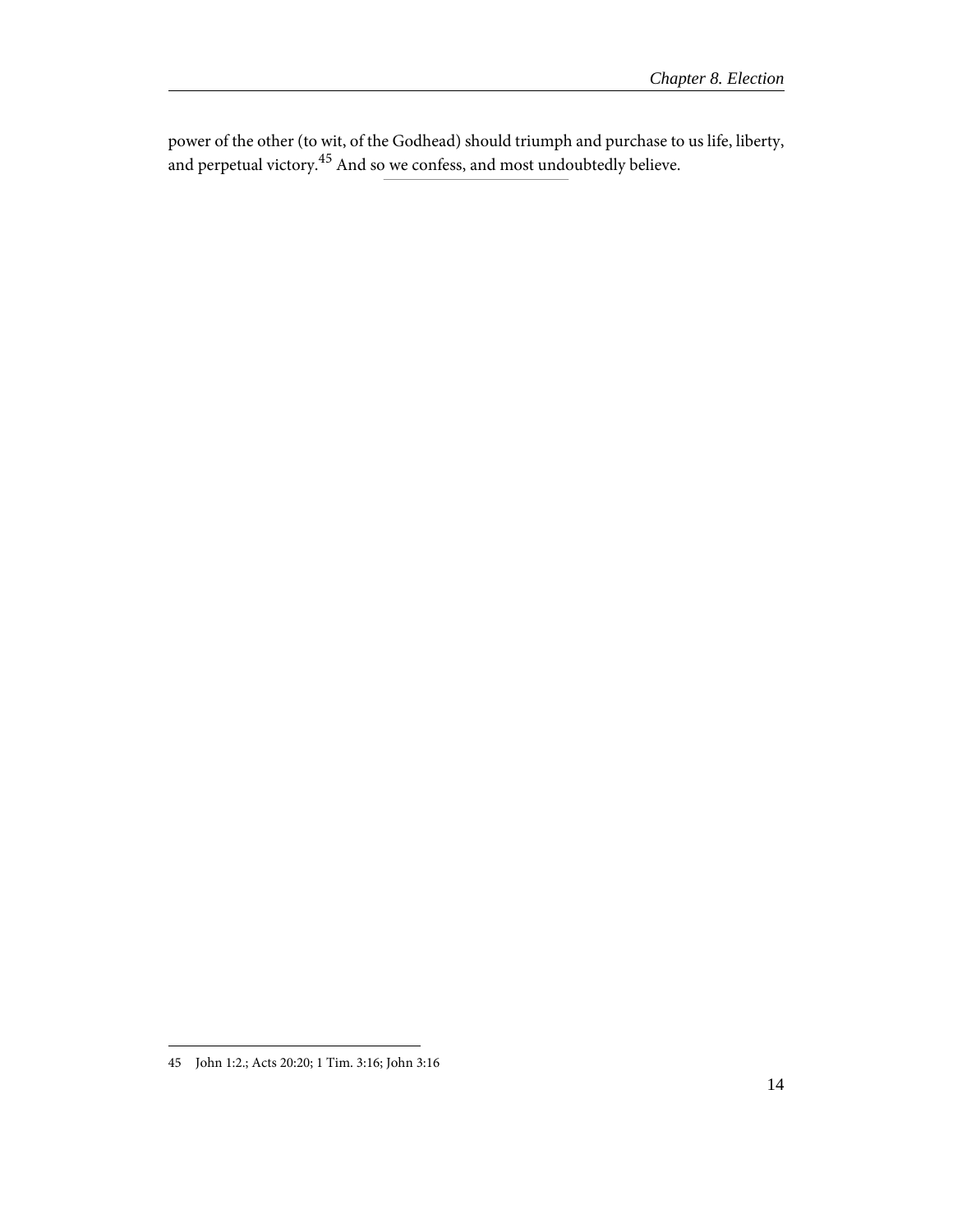power of the other (to wit, of the Godhead) should triumph and purchase to us life, liberty, and perpetual victory.[45] And so we confess, and most undoubtedly believe.

---

45 John 1:2.; Acts 20:20; 1 Tim. 3:16; John 3:16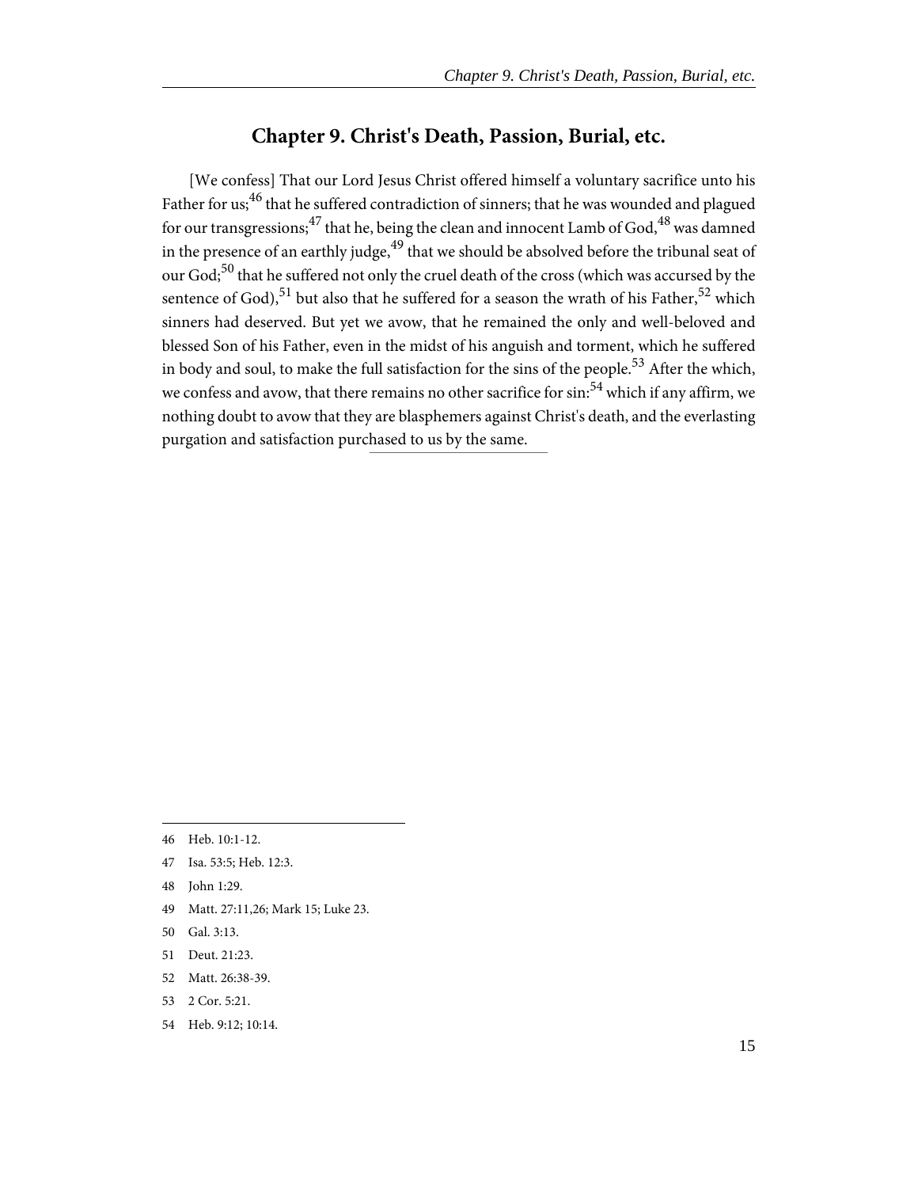## Chapter 9. Christ's Death, Passion, Burial, etc.

[We confess] That our Lord Jesus Christ offered himself a voluntary sacrifice unto his Father for us;[46] that he suffered contradiction of sinners; that he was wounded and plagued for our transgressions;[47] that he, being the clean and innocent Lamb of God,[48] was damned in the presence of an earthly judge,[49] that we should be absolved before the tribunal seat of our God;[50] that he suffered not only the cruel death of the cross (which was accursed by the sentence of God),[51] but also that he suffered for a season the wrath of his Father,[52] which sinners had deserved. But yet we avow, that he remained the only and well-beloved and blessed Son of his Father, even in the midst of his anguish and torment, which he suffered in body and soul, to make the full satisfaction for the sins of the people.[53] After the which, we confess and avow, that there remains no other sacrifice for sin:[54] which if any affirm, we nothing doubt to avow that they are blasphemers against Christ's death, and the everlasting purgation and satisfaction purchased to us by the same.

---

46 Heb. 10:1-12.

47 Isa. 53:5; Heb. 12:3.

48 John 1:29.

49 Matt. 27:11,26; Mark 15; Luke 23.

50 Gal. 3:13.

51 Deut. 21:23.

52 Matt. 26:38-39.

53 2 Cor. 5:21.

54 Heb. 9:12; 10:14.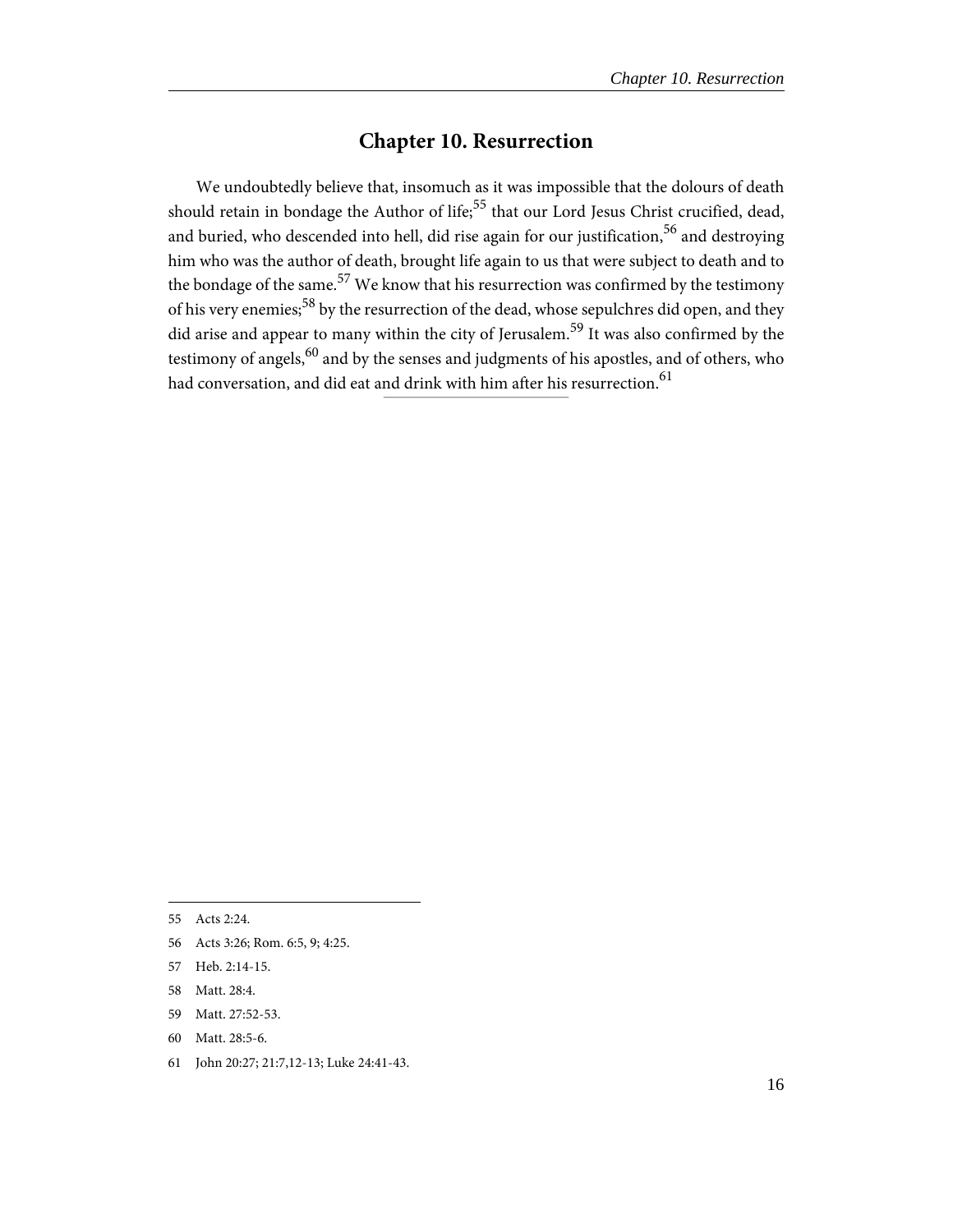# Chapter 10. Resurrection

We undoubtedly believe that, insomuch as it was impossible that the dolours of death should retain in bondage the Author of life;[55] that our Lord Jesus Christ crucified, dead, and buried, who descended into hell, did rise again for our justification,[56] and destroying him who was the author of death, brought life again to us that were subject to death and to the bondage of the same.[57] We know that his resurrection was confirmed by the testimony of his very enemies;[58] by the resurrection of the dead, whose sepulchres did open, and they did arise and appear to many within the city of Jerusalem.[59] It was also confirmed by the testimony of angels,[60] and by the senses and judgments of his apostles, and of others, who had conversation, and did eat and drink with him after his resurrection.[61]

---

55 Acts 2:24.

56 Acts 3:26; Rom. 6:5, 9; 4:25.

57 Heb. 2:14-15.

58 Matt. 28:4.

59 Matt. 27:52-53.

60 Matt. 28:5-6.

61 John 20:27; 21:7,12-13; Luke 24:41-43.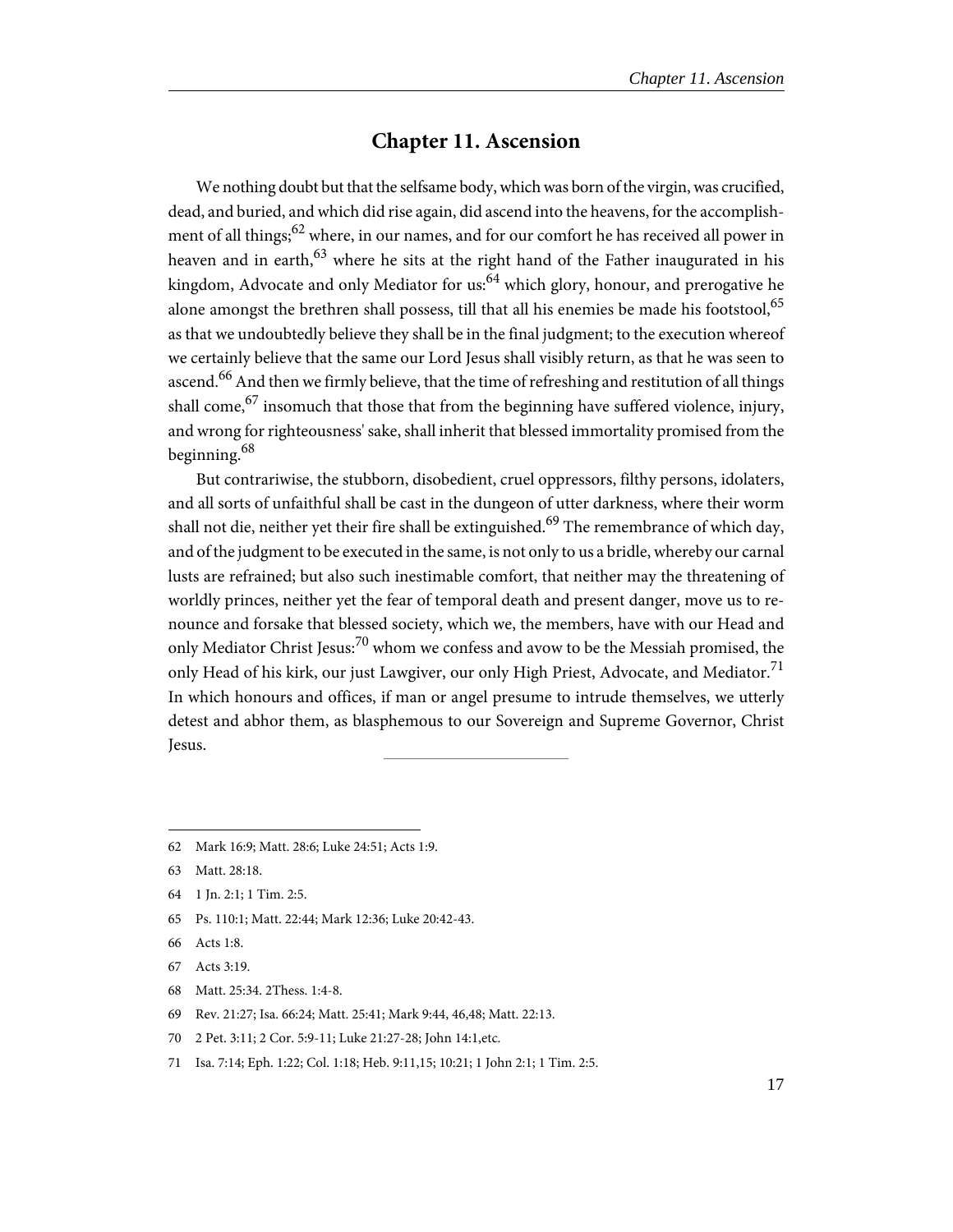## Chapter 11. Ascension

We nothing doubt but that the selfsame body, which was born of the virgin, was crucified, dead, and buried, and which did rise again, did ascend into the heavens, for the accomplishment of all things;[62] where, in our names, and for our comfort he has received all power in heaven and in earth,[63] where he sits at the right hand of the Father inaugurated in his kingdom, Advocate and only Mediator for us:[64] which glory, honour, and prerogative he alone amongst the brethren shall possess, till that all his enemies be made his footstool,[65] as that we undoubtedly believe they shall be in the final judgment; to the execution whereof we certainly believe that the same our Lord Jesus shall visibly return, as that he was seen to ascend.[66] And then we firmly believe, that the time of refreshing and restitution of all things shall come,[67] insomuch that those that from the beginning have suffered violence, injury, and wrong for righteousness' sake, shall inherit that blessed immortality promised from the beginning.[68]

But contrariwise, the stubborn, disobedient, cruel oppressors, filthy persons, idolaters, and all sorts of unfaithful shall be cast in the dungeon of utter darkness, where their worm shall not die, neither yet their fire shall be extinguished.[69] The remembrance of which day, and of the judgment to be executed in the same, is not only to us a bridle, whereby our carnal lusts are refrained; but also such inestimable comfort, that neither may the threatening of worldly princes, neither yet the fear of temporal death and present danger, move us to renounce and forsake that blessed society, which we, the members, have with our Head and only Mediator Christ Jesus:[70] whom we confess and avow to be the Messiah promised, the only Head of his kirk, our just Lawgiver, our only High Priest, Advocate, and Mediator.[71] In which honours and offices, if man or angel presume to intrude themselves, we utterly detest and abhor them, as blasphemous to our Sovereign and Supreme Governor, Christ Jesus.

---

62 Mark 16:9; Matt. 28:6; Luke 24:51; Acts 1:9.

63 Matt. 28:18.

64 1 Jn. 2:1; 1 Tim. 2:5.

65 Ps. 110:1; Matt. 22:44; Mark 12:36; Luke 20:42-43.

66 Acts 1:8.

67 Acts 3:19.

68 Matt. 25:34. 2Thess. 1:4-8.

69 Rev. 21:27; Isa. 66:24; Matt. 25:41; Mark 9:44, 46,48; Matt. 22:13.

70 2 Pet. 3:11; 2 Cor. 5:9-11; Luke 21:27-28; John 14:1,etc.

71 Isa. 7:14; Eph. 1:22; Col. 1:18; Heb. 9:11,15; 10:21; 1 John 2:1; 1 Tim. 2:5.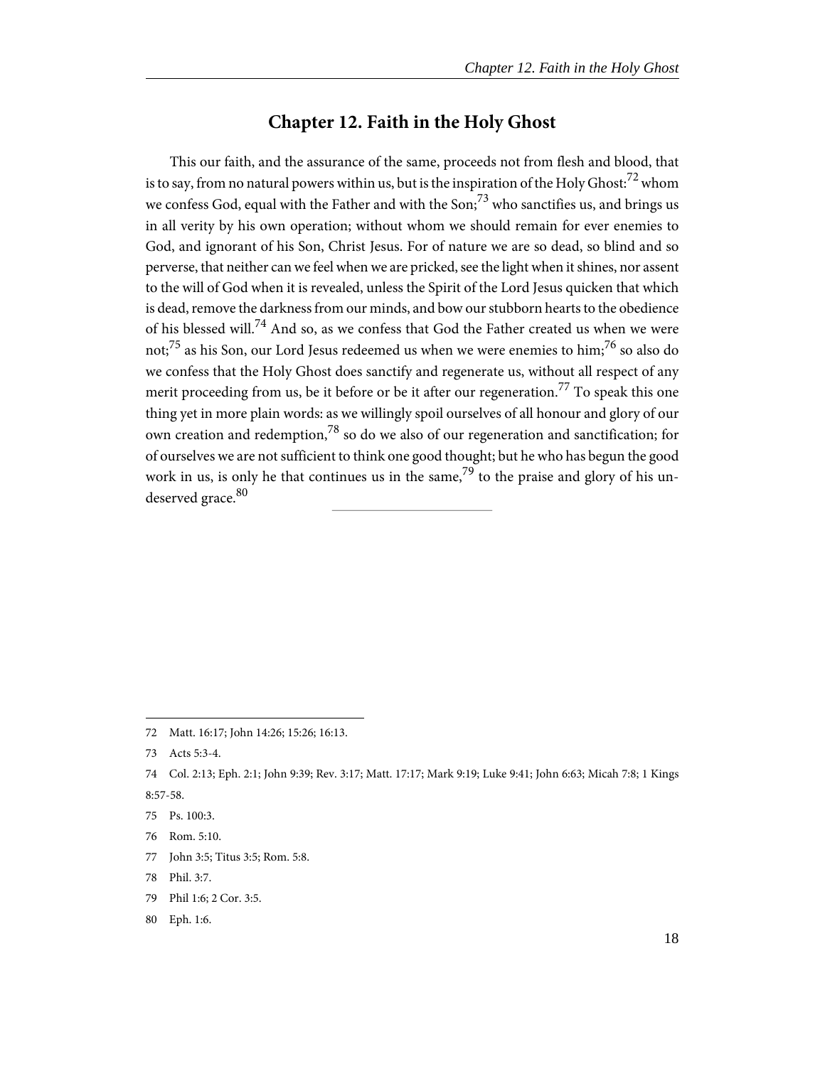# Chapter 12. Faith in the Holy Ghost

This our faith, and the assurance of the same, proceeds not from flesh and blood, that is to say, from no natural powers within us, but is the inspiration of the Holy Ghost:[72] whom we confess God, equal with the Father and with the Son;[73] who sanctifies us, and brings us in all verity by his own operation; without whom we should remain for ever enemies to God, and ignorant of his Son, Christ Jesus. For of nature we are so dead, so blind and so perverse, that neither can we feel when we are pricked, see the light when it shines, nor assent to the will of God when it is revealed, unless the Spirit of the Lord Jesus quicken that which is dead, remove the darkness from our minds, and bow our stubborn hearts to the obedience of his blessed will.[74] And so, as we confess that God the Father created us when we were not;[75] as his Son, our Lord Jesus redeemed us when we were enemies to him;[76] so also do we confess that the Holy Ghost does sanctify and regenerate us, without all respect of any merit proceeding from us, be it before or be it after our regeneration.[77] To speak this one thing yet in more plain words: as we willingly spoil ourselves of all honour and glory of our own creation and redemption,[78] so do we also of our regeneration and sanctification; for of ourselves we are not sufficient to think one good thought; but he who has begun the good work in us, is only he that continues us in the same,[79] to the praise and glory of his undeserved grace.[80]

---

72 Matt. 16:17; John 14:26; 15:26; 16:13.

73 Acts 5:3-4.

74 Col. 2:13; Eph. 2:1; John 9:39; Rev. 3:17; Matt. 17:17; Mark 9:19; Luke 9:41; John 6:63; Micah 7:8; 1 Kings 8:57-58.

75 Ps. 100:3.

76 Rom. 5:10.

77 John 3:5; Titus 3:5; Rom. 5:8.

78 Phil. 3:7.

79 Phil 1:6; 2 Cor. 3:5.

80 Eph. 1:6.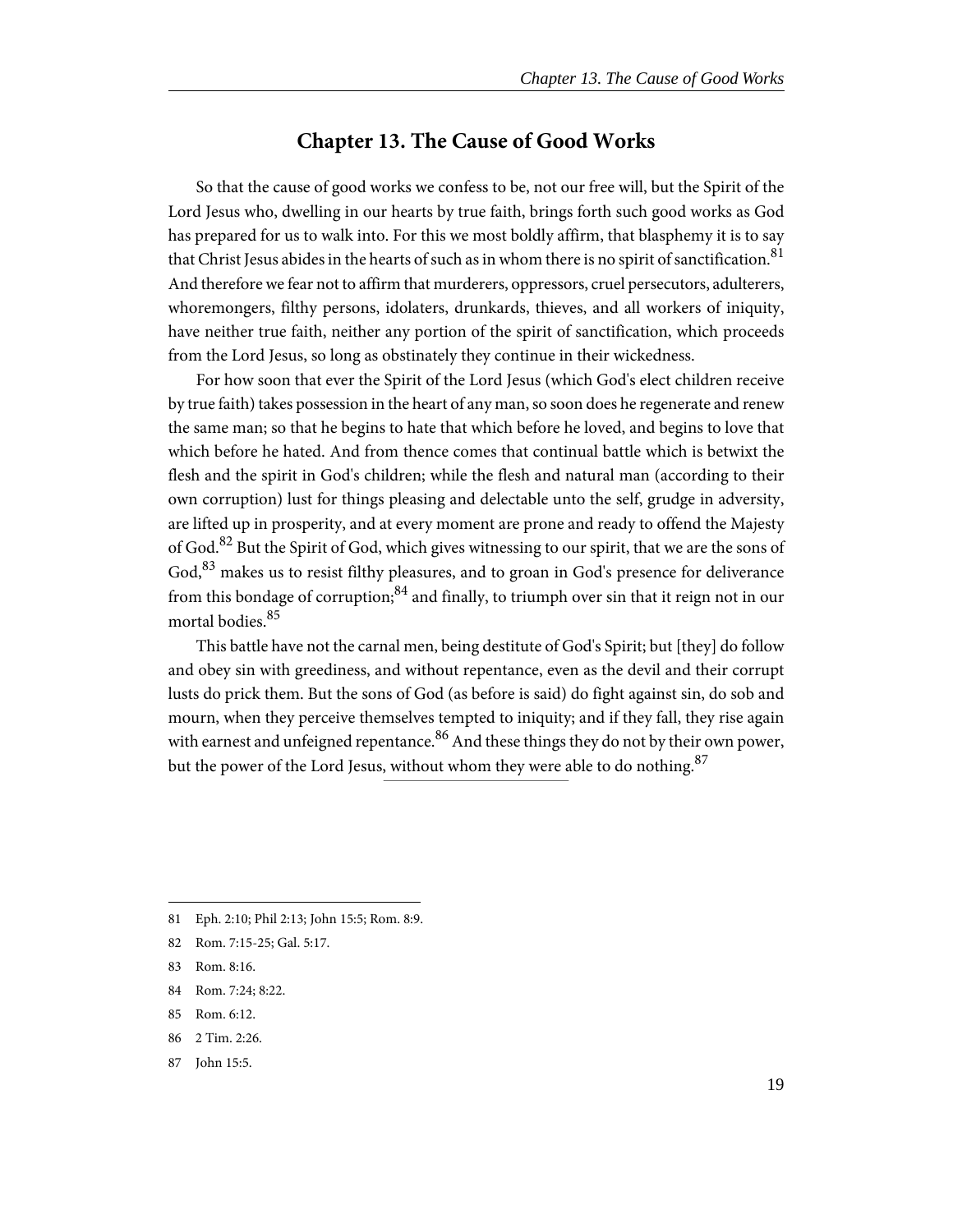# Chapter 13. The Cause of Good Works

So that the cause of good works we confess to be, not our free will, but the Spirit of the Lord Jesus who, dwelling in our hearts by true faith, brings forth such good works as God has prepared for us to walk into. For this we most boldly affirm, that blasphemy it is to say that Christ Jesus abides in the hearts of such as in whom there is no spirit of sanctification.[81] And therefore we fear not to affirm that murderers, oppressors, cruel persecutors, adulterers, whoremongers, filthy persons, idolaters, drunkards, thieves, and all workers of iniquity, have neither true faith, neither any portion of the spirit of sanctification, which proceeds from the Lord Jesus, so long as obstinately they continue in their wickedness.

For how soon that ever the Spirit of the Lord Jesus (which God's elect children receive by true faith) takes possession in the heart of any man, so soon does he regenerate and renew the same man; so that he begins to hate that which before he loved, and begins to love that which before he hated. And from thence comes that continual battle which is betwixt the flesh and the spirit in God's children; while the flesh and natural man (according to their own corruption) lust for things pleasing and delectable unto the self, grudge in adversity, are lifted up in prosperity, and at every moment are prone and ready to offend the Majesty of God.[82] But the Spirit of God, which gives witnessing to our spirit, that we are the sons of God,[83] makes us to resist filthy pleasures, and to groan in God's presence for deliverance from this bondage of corruption;[84] and finally, to triumph over sin that it reign not in our mortal bodies.[85]

This battle have not the carnal men, being destitute of God's Spirit; but [they] do follow and obey sin with greediness, and without repentance, even as the devil and their corrupt lusts do prick them. But the sons of God (as before is said) do fight against sin, do sob and mourn, when they perceive themselves tempted to iniquity; and if they fall, they rise again with earnest and unfeigned repentance.[86] And these things they do not by their own power, but the power of the Lord Jesus, without whom they were able to do nothing.[87]

---

81 Eph. 2:10; Phil 2:13; John 15:5; Rom. 8:9.

82 Rom. 7:15-25; Gal. 5:17.

83 Rom. 8:16.

84 Rom. 7:24; 8:22.

85 Rom. 6:12.

86 2 Tim. 2:26.

87 John 15:5.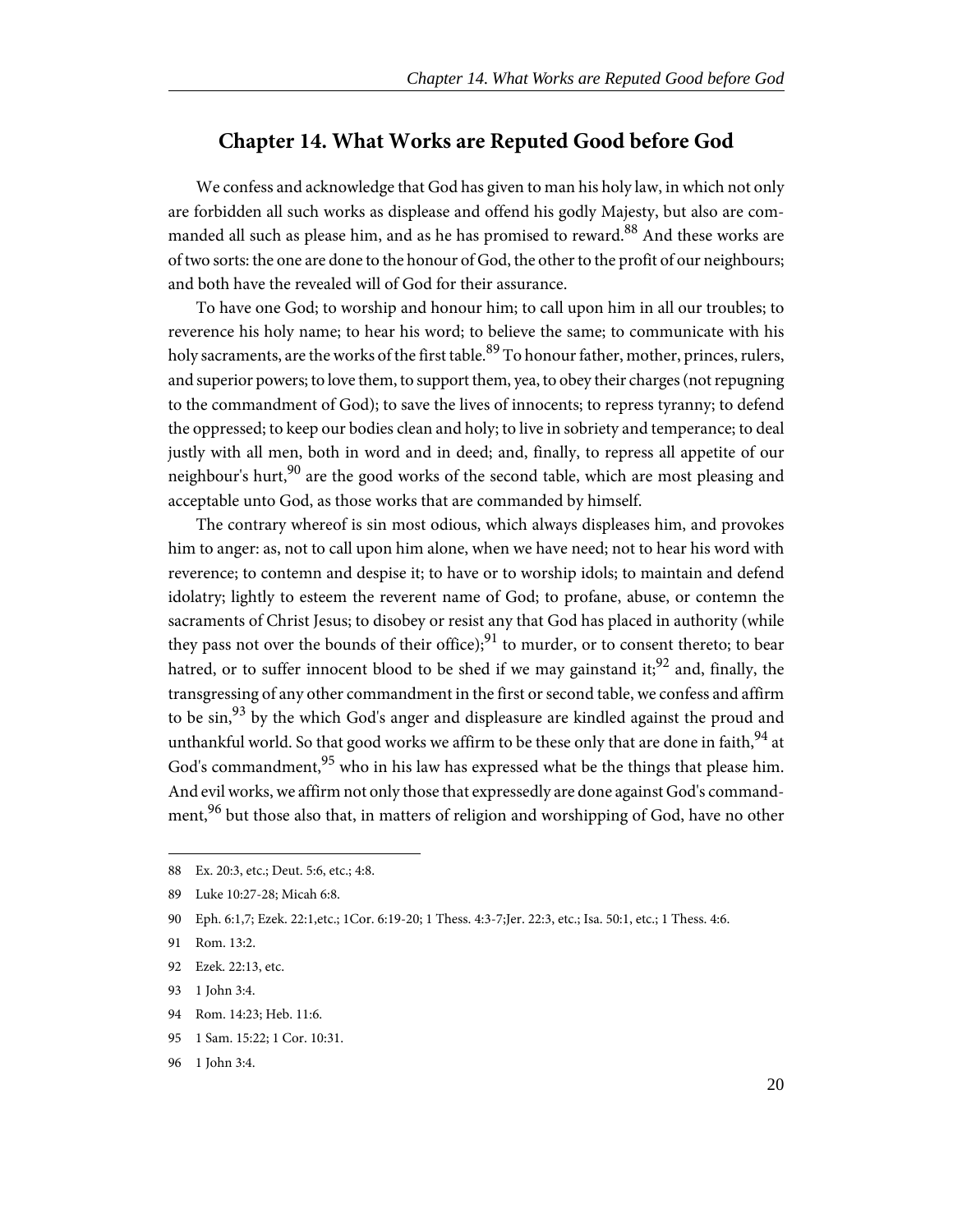## Chapter 14. What Works are Reputed Good before God

We confess and acknowledge that God has given to man his holy law, in which not only are forbidden all such works as displease and offend his godly Majesty, but also are commanded all such as please him, and as he has promised to reward.[88] And these works are of two sorts: the one are done to the honour of God, the other to the profit of our neighbours; and both have the revealed will of God for their assurance.

To have one God; to worship and honour him; to call upon him in all our troubles; to reverence his holy name; to hear his word; to believe the same; to communicate with his holy sacraments, are the works of the first table.[89] To honour father, mother, princes, rulers, and superior powers; to love them, to support them, yea, to obey their charges (not repugning to the commandment of God); to save the lives of innocents; to repress tyranny; to defend the oppressed; to keep our bodies clean and holy; to live in sobriety and temperance; to deal justly with all men, both in word and in deed; and, finally, to repress all appetite of our neighbour's hurt,[90] are the good works of the second table, which are most pleasing and acceptable unto God, as those works that are commanded by himself.

The contrary whereof is sin most odious, which always displeases him, and provokes him to anger: as, not to call upon him alone, when we have need; not to hear his word with reverence; to contemn and despise it; to have or to worship idols; to maintain and defend idolatry; lightly to esteem the reverent name of God; to profane, abuse, or contemn the sacraments of Christ Jesus; to disobey or resist any that God has placed in authority (while they pass not over the bounds of their office);[91] to murder, or to consent thereto; to bear hatred, or to suffer innocent blood to be shed if we may gainstand it;[92] and, finally, the transgressing of any other commandment in the first or second table, we confess and affirm to be sin,[93] by the which God's anger and displeasure are kindled against the proud and unthankful world. So that good works we affirm to be these only that are done in faith,[94] at God's commandment,[95] who in his law has expressed what be the things that please him. And evil works, we affirm not only those that expressedly are done against God's commandment,[96] but those also that, in matters of religion and worshipping of God, have no other

---

88 Ex. 20:3, etc.; Deut. 5:6, etc.; 4:8.

89 Luke 10:27-28; Micah 6:8.

90 Eph. 6:1,7; Ezek. 22:1,etc.; 1Cor. 6:19-20; 1 Thess. 4:3-7;Jer. 22:3, etc.; Isa. 50:1, etc.; 1 Thess. 4:6.

91 Rom. 13:2.

92 Ezek. 22:13, etc.

93 1 John 3:4.

94 Rom. 14:23; Heb. 11:6.

95 1 Sam. 15:22; 1 Cor. 10:31.

96 1 John 3:4.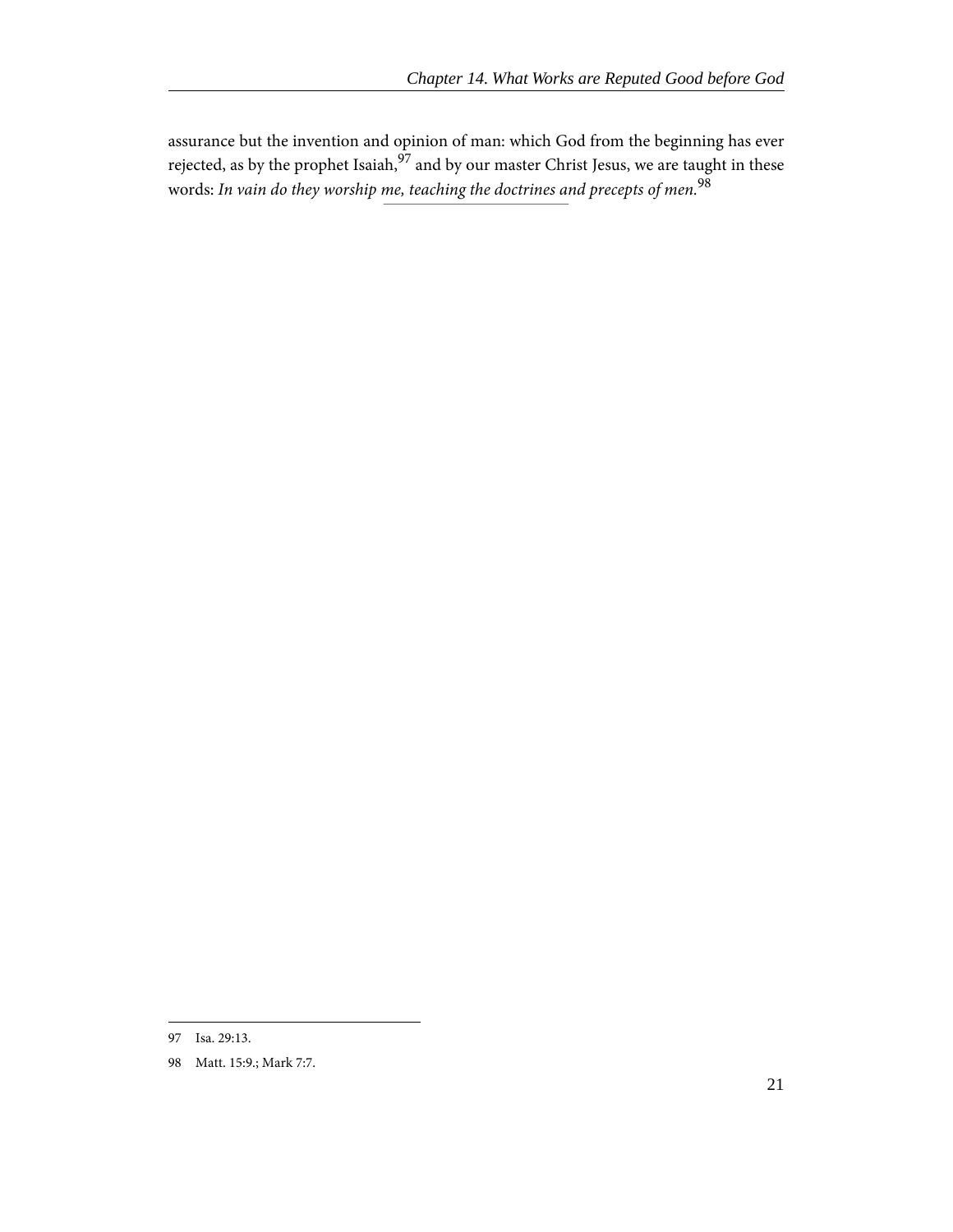assurance but the invention and opinion of man: which God from the beginning has ever rejected, as by the prophet Isaiah,[97] and by our master Christ Jesus, we are taught in these words: *In vain do they worship me, teaching the doctrines and precepts of men.*[98]

---

97 Isa. 29:13.

98 Matt. 15:9.; Mark 7:7.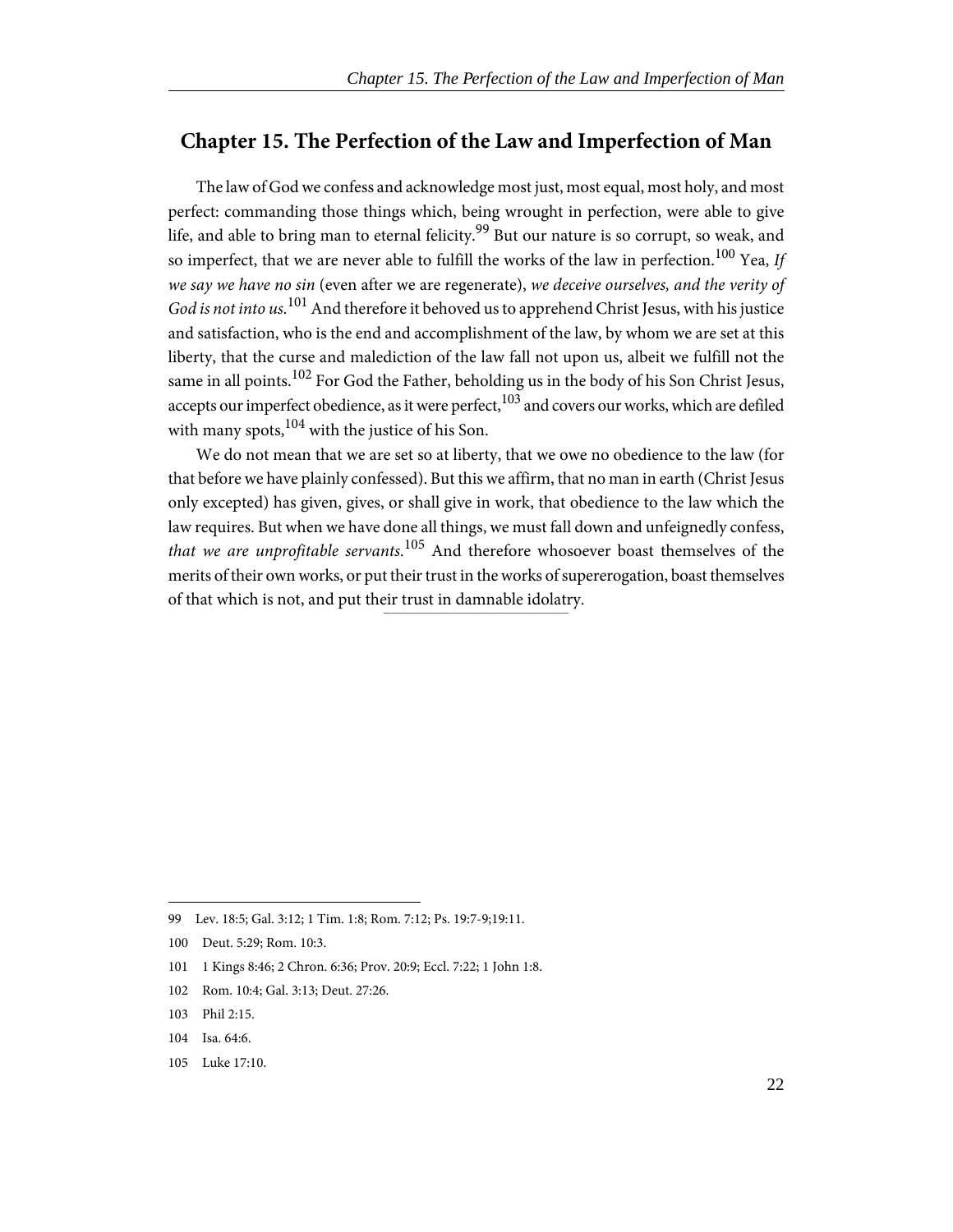## Chapter 15. The Perfection of the Law and Imperfection of Man

The law of God we confess and acknowledge most just, most equal, most holy, and most perfect: commanding those things which, being wrought in perfection, were able to give life, and able to bring man to eternal felicity.[99] But our nature is so corrupt, so weak, and so imperfect, that we are never able to fulfill the works of the law in perfection.[100] Yea, *If we say we have no sin* (even after we are regenerate), *we deceive ourselves, and the verity of God is not into us.*[101] And therefore it behoved us to apprehend Christ Jesus, with his justice and satisfaction, who is the end and accomplishment of the law, by whom we are set at this liberty, that the curse and malediction of the law fall not upon us, albeit we fulfill not the same in all points.[102] For God the Father, beholding us in the body of his Son Christ Jesus, accepts our imperfect obedience, as it were perfect,[103] and covers our works, which are defiled with many spots,[104] with the justice of his Son.

We do not mean that we are set so at liberty, that we owe no obedience to the law (for that before we have plainly confessed). But this we affirm, that no man in earth (Christ Jesus only excepted) has given, gives, or shall give in work, that obedience to the law which the law requires. But when we have done all things, we must fall down and unfeignedly confess, *that we are unprofitable servants.*[105] And therefore whosoever boast themselves of the merits of their own works, or put their trust in the works of supererogation, boast themselves of that which is not, and put their trust in damnable idolatry.

---

99 Lev. 18:5; Gal. 3:12; 1 Tim. 1:8; Rom. 7:12; Ps. 19:7-9;19:11.

100 Deut. 5:29; Rom. 10:3.

101 1 Kings 8:46; 2 Chron. 6:36; Prov. 20:9; Eccl. 7:22; 1 John 1:8.

102 Rom. 10:4; Gal. 3:13; Deut. 27:26.

103 Phil 2:15.

104 Isa. 64:6.

105 Luke 17:10.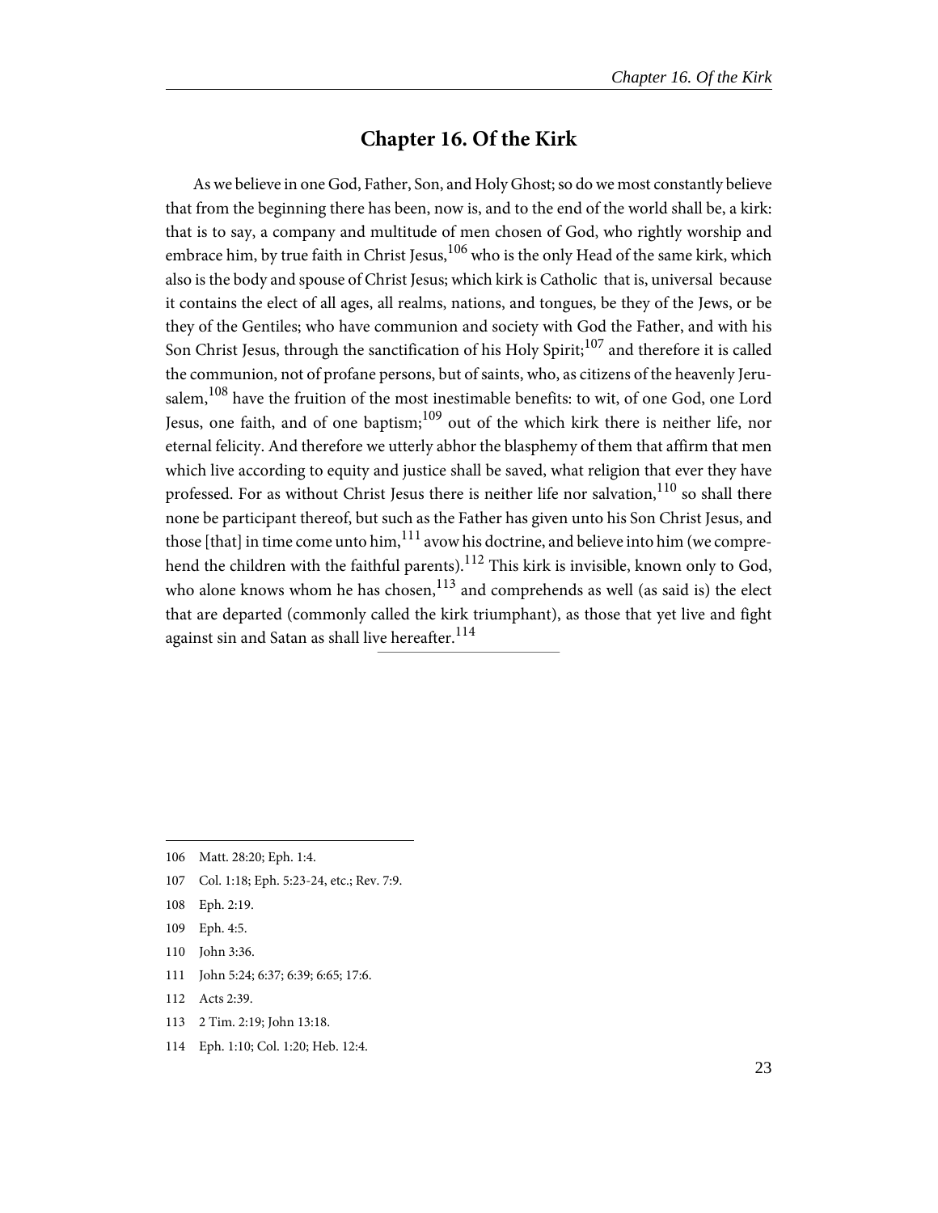## Chapter 16. Of the Kirk

As we believe in one God, Father, Son, and Holy Ghost; so do we most constantly believe that from the beginning there has been, now is, and to the end of the world shall be, a kirk: that is to say, a company and multitude of men chosen of God, who rightly worship and embrace him, by true faith in Christ Jesus,[106] who is the only Head of the same kirk, which also is the body and spouse of Christ Jesus; which kirk is Catholic that is, universal because it contains the elect of all ages, all realms, nations, and tongues, be they of the Jews, or be they of the Gentiles; who have communion and society with God the Father, and with his Son Christ Jesus, through the sanctification of his Holy Spirit;[107] and therefore it is called the communion, not of profane persons, but of saints, who, as citizens of the heavenly Jerusalem,[108] have the fruition of the most inestimable benefits: to wit, of one God, one Lord Jesus, one faith, and of one baptism;[109] out of the which kirk there is neither life, nor eternal felicity. And therefore we utterly abhor the blasphemy of them that affirm that men which live according to equity and justice shall be saved, what religion that ever they have professed. For as without Christ Jesus there is neither life nor salvation,[110] so shall there none be participant thereof, but such as the Father has given unto his Son Christ Jesus, and those [that] in time come unto him,[111] avow his doctrine, and believe into him (we comprehend the children with the faithful parents).[112] This kirk is invisible, known only to God, who alone knows whom he has chosen,[113] and comprehends as well (as said is) the elect that are departed (commonly called the kirk triumphant), as those that yet live and fight against sin and Satan as shall live hereafter.[114]

---

106 Matt. 28:20; Eph. 1:4.

107 Col. 1:18; Eph. 5:23-24, etc.; Rev. 7:9.

108 Eph. 2:19.

109 Eph. 4:5.

110 John 3:36.

111 John 5:24; 6:37; 6:39; 6:65; 17:6.

112 Acts 2:39.

113 2 Tim. 2:19; John 13:18.

114 Eph. 1:10; Col. 1:20; Heb. 12:4.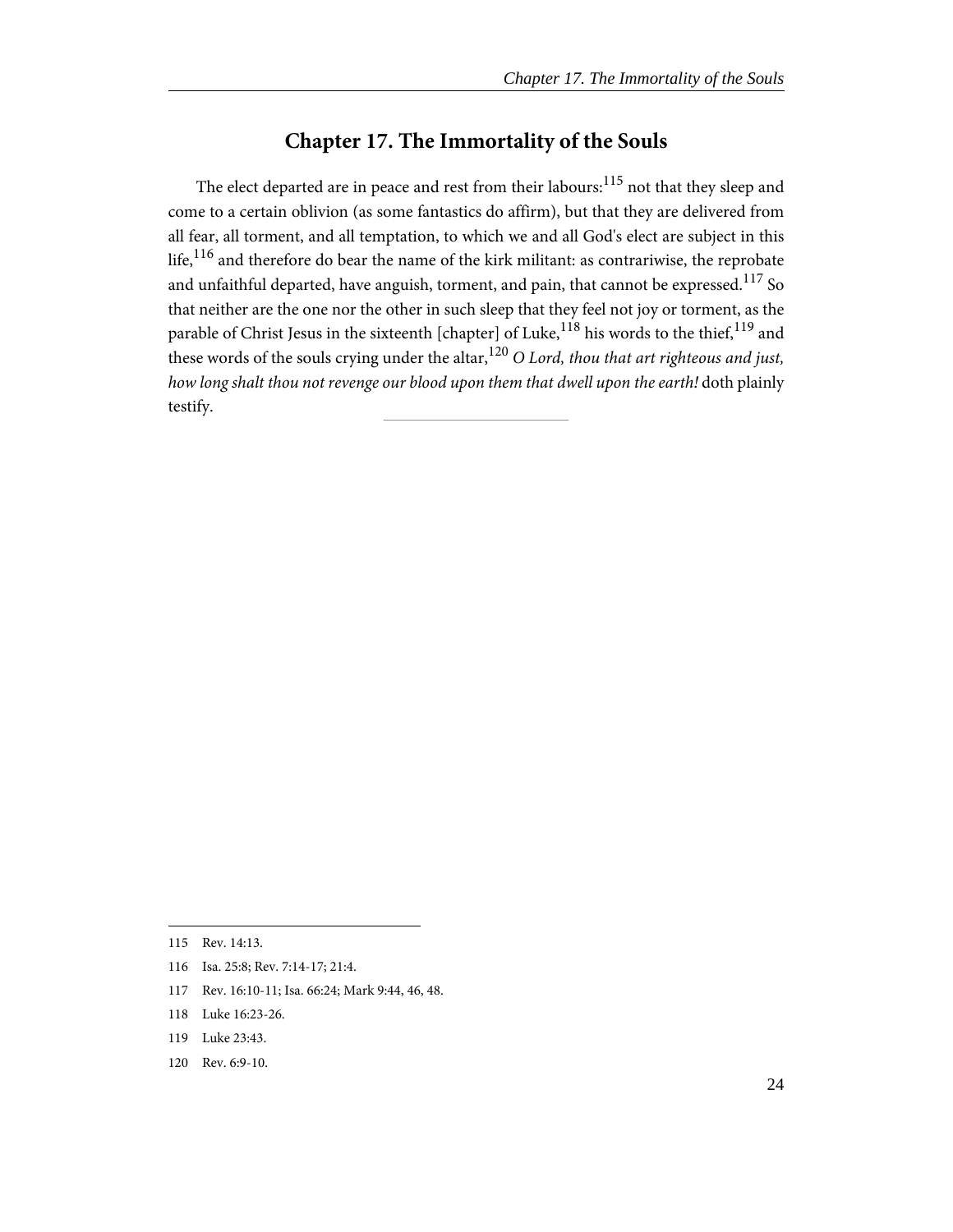## Chapter 17. The Immortality of the Souls

The elect departed are in peace and rest from their labours:[115] not that they sleep and come to a certain oblivion (as some fantastics do affirm), but that they are delivered from all fear, all torment, and all temptation, to which we and all God's elect are subject in this life,[116] and therefore do bear the name of the kirk militant: as contrariwise, the reprobate and unfaithful departed, have anguish, torment, and pain, that cannot be expressed.[117] So that neither are the one nor the other in such sleep that they feel not joy or torment, as the parable of Christ Jesus in the sixteenth [chapter] of Luke,[118] his words to the thief,[119] and these words of the souls crying under the altar,[120] *O Lord, thou that art righteous and just, how long shalt thou not revenge our blood upon them that dwell upon the earth!* doth plainly testify.

---

115 Rev. 14:13.

116 Isa. 25:8; Rev. 7:14-17; 21:4.

117 Rev. 16:10-11; Isa. 66:24; Mark 9:44, 46, 48.

118 Luke 16:23-26.

119 Luke 23:43.

120 Rev. 6:9-10.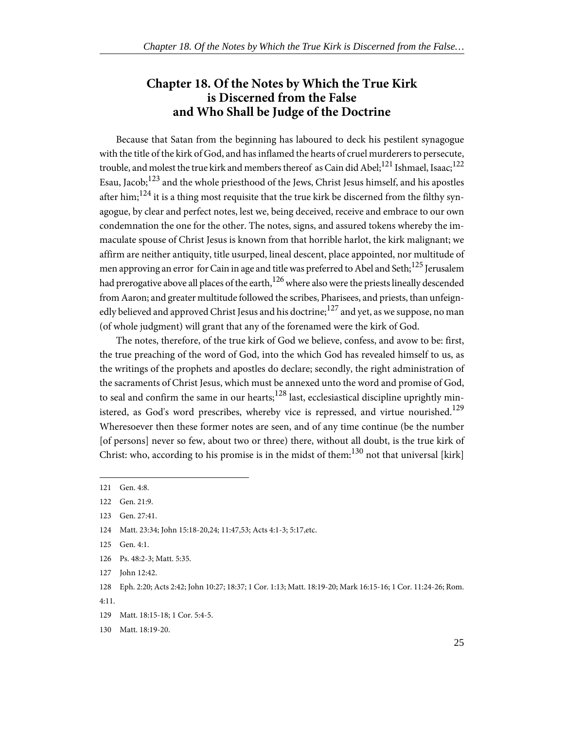# Chapter 18. Of the Notes by Which the True Kirk is Discerned from the False and Who Shall be Judge of the Doctrine

Because that Satan from the beginning has laboured to deck his pestilent synagogue with the title of the kirk of God, and has inflamed the hearts of cruel murderers to persecute, trouble, and molest the true kirk and members thereof as Cain did Abel;[121] Ishmael, Isaac;[122] Esau, Jacob;[123] and the whole priesthood of the Jews, Christ Jesus himself, and his apostles after him;[124] it is a thing most requisite that the true kirk be discerned from the filthy synagogue, by clear and perfect notes, lest we, being deceived, receive and embrace to our own condemnation the one for the other. The notes, signs, and assured tokens whereby the immaculate spouse of Christ Jesus is known from that horrible harlot, the kirk malignant; we affirm are neither antiquity, title usurped, lineal descent, place appointed, nor multitude of men approving an error for Cain in age and title was preferred to Abel and Seth;[125] Jerusalem had prerogative above all places of the earth,[126] where also were the priests lineally descended from Aaron; and greater multitude followed the scribes, Pharisees, and priests, than unfeignedly believed and approved Christ Jesus and his doctrine;[127] and yet, as we suppose, no man (of whole judgment) will grant that any of the forenamed were the kirk of God.

The notes, therefore, of the true kirk of God we believe, confess, and avow to be: first, the true preaching of the word of God, into the which God has revealed himself to us, as the writings of the prophets and apostles do declare; secondly, the right administration of the sacraments of Christ Jesus, which must be annexed unto the word and promise of God, to seal and confirm the same in our hearts;[128] last, ecclesiastical discipline uprightly ministered, as God's word prescribes, whereby vice is repressed, and virtue nourished.[129] Wheresoever then these former notes are seen, and of any time continue (be the number [of persons] never so few, about two or three) there, without all doubt, is the true kirk of Christ: who, according to his promise is in the midst of them:[130] not that universal [kirk]

---

121 Gen. 4:8.

122 Gen. 21:9.

123 Gen. 27:41.

124 Matt. 23:34; John 15:18-20,24; 11:47,53; Acts 4:1-3; 5:17,etc.

125 Gen. 4:1.

126 Ps. 48:2-3; Matt. 5:35.

127 John 12:42.

128 Eph. 2:20; Acts 2:42; John 10:27; 18:37; 1 Cor. 1:13; Matt. 18:19-20; Mark 16:15-16; 1 Cor. 11:24-26; Rom. 4:11.

129 Matt. 18:15-18; 1 Cor. 5:4-5.

130 Matt. 18:19-20.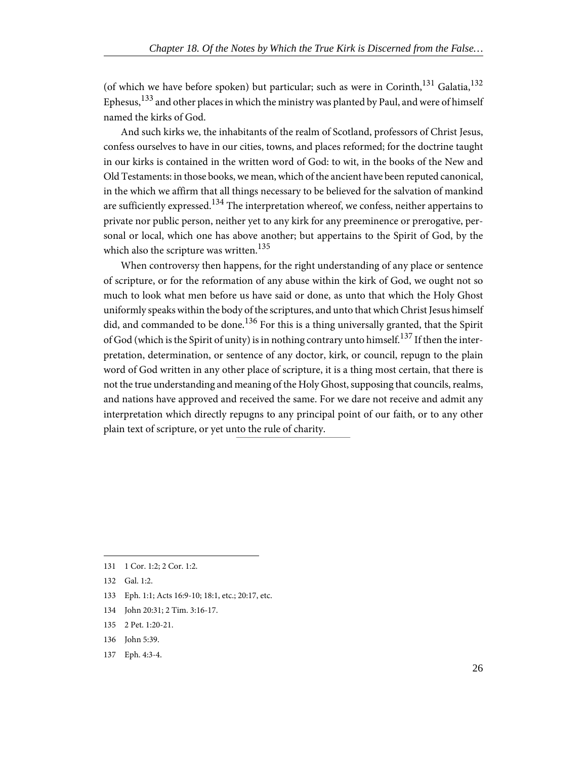(of which we have before spoken) but particular; such as were in Corinth,[131] Galatia,[132] Ephesus,[133] and other places in which the ministry was planted by Paul, and were of himself named the kirks of God.

And such kirks we, the inhabitants of the realm of Scotland, professors of Christ Jesus, confess ourselves to have in our cities, towns, and places reformed; for the doctrine taught in our kirks is contained in the written word of God: to wit, in the books of the New and Old Testaments: in those books, we mean, which of the ancient have been reputed canonical, in the which we affirm that all things necessary to be believed for the salvation of mankind are sufficiently expressed.[134] The interpretation whereof, we confess, neither appertains to private nor public person, neither yet to any kirk for any preeminence or prerogative, personal or local, which one has above another; but appertains to the Spirit of God, by the which also the scripture was written.[135]

When controversy then happens, for the right understanding of any place or sentence of scripture, or for the reformation of any abuse within the kirk of God, we ought not so much to look what men before us have said or done, as unto that which the Holy Ghost uniformly speaks within the body of the scriptures, and unto that which Christ Jesus himself did, and commanded to be done.[136] For this is a thing universally granted, that the Spirit of God (which is the Spirit of unity) is in nothing contrary unto himself.[137] If then the interpretation, determination, or sentence of any doctor, kirk, or council, repugn to the plain word of God written in any other place of scripture, it is a thing most certain, that there is not the true understanding and meaning of the Holy Ghost, supposing that councils, realms, and nations have approved and received the same. For we dare not receive and admit any interpretation which directly repugns to any principal point of our faith, or to any other plain text of scripture, or yet unto the rule of charity.

---

131 1 Cor. 1:2; 2 Cor. 1:2.

132 Gal. 1:2.

133 Eph. 1:1; Acts 16:9-10; 18:1, etc.; 20:17, etc.

134 John 20:31; 2 Tim. 3:16-17.

135 2 Pet. 1:20-21.

136 John 5:39.

137 Eph. 4:3-4.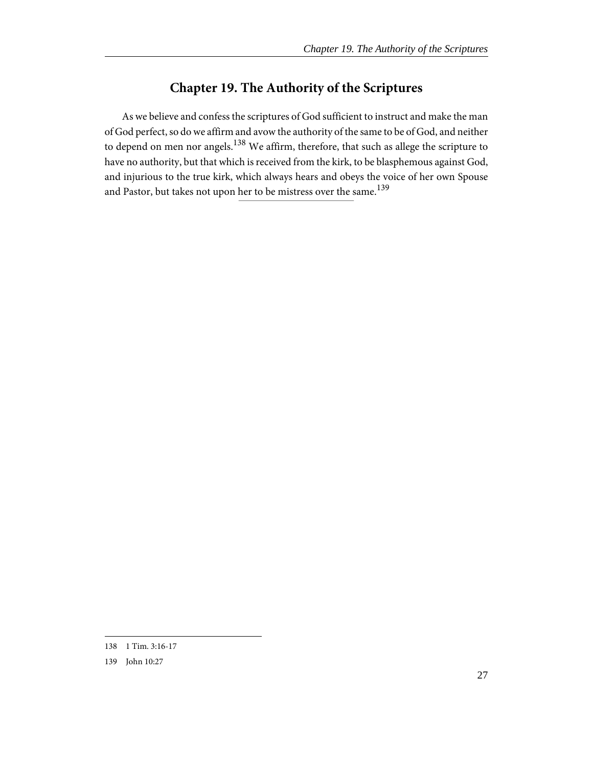# Chapter 19. The Authority of the Scriptures

As we believe and confess the scriptures of God sufficient to instruct and make the man of God perfect, so do we affirm and avow the authority of the same to be of God, and neither to depend on men nor angels.[138] We affirm, therefore, that such as allege the scripture to have no authority, but that which is received from the kirk, to be blasphemous against God, and injurious to the true kirk, which always hears and obeys the voice of her own Spouse and Pastor, but takes not upon her to be mistress over the same.[139]

---

138 1 Tim. 3:16-17

139 John 10:27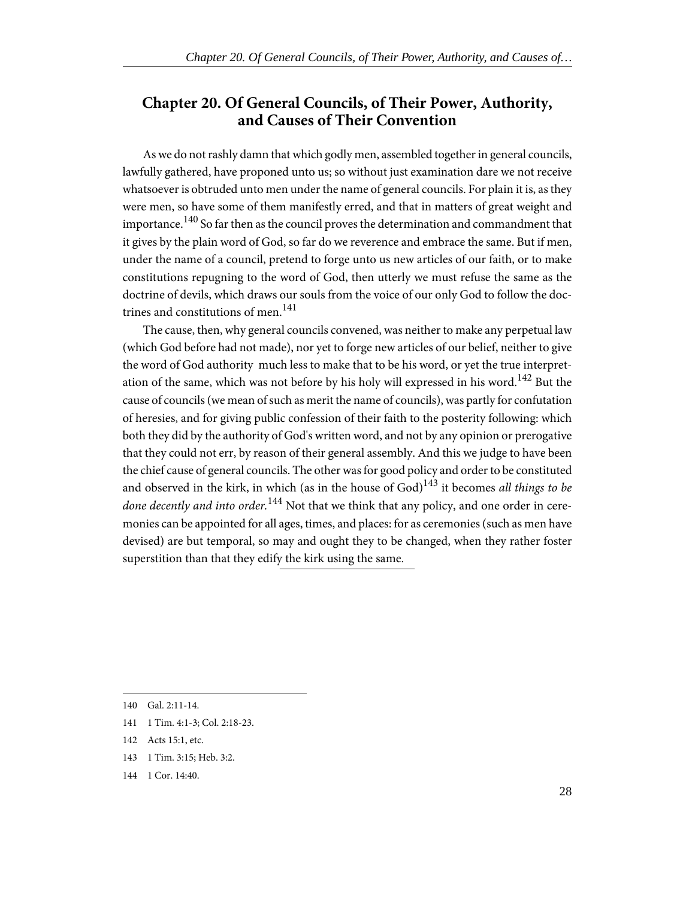## Chapter 20. Of General Councils, of Their Power, Authority, and Causes of Their Convention

As we do not rashly damn that which godly men, assembled together in general councils, lawfully gathered, have proponed unto us; so without just examination dare we not receive whatsoever is obtruded unto men under the name of general councils. For plain it is, as they were men, so have some of them manifestly erred, and that in matters of great weight and importance.[140] So far then as the council proves the determination and commandment that it gives by the plain word of God, so far do we reverence and embrace the same. But if men, under the name of a council, pretend to forge unto us new articles of our faith, or to make constitutions repugning to the word of God, then utterly we must refuse the same as the doctrine of devils, which draws our souls from the voice of our only God to follow the doctrines and constitutions of men.[141]

The cause, then, why general councils convened, was neither to make any perpetual law (which God before had not made), nor yet to forge new articles of our belief, neither to give the word of God authority  much less to make that to be his word, or yet the true interpretation of the same, which was not before by his holy will expressed in his word.[142] But the cause of councils (we mean of such as merit the name of councils), was partly for confutation of heresies, and for giving public confession of their faith to the posterity following: which both they did by the authority of God's written word, and not by any opinion or prerogative that they could not err, by reason of their general assembly. And this we judge to have been the chief cause of general councils. The other was for good policy and order to be constituted and observed in the kirk, in which (as in the house of God)[143] it becomes *all things to be done decently and into order.*[144] Not that we think that any policy, and one order in ceremonies can be appointed for all ages, times, and places: for as ceremonies (such as men have devised) are but temporal, so may and ought they to be changed, when they rather foster superstition than that they edify the kirk using the same.

---

140 Gal. 2:11-14.

141 1 Tim. 4:1-3; Col. 2:18-23.

142 Acts 15:1, etc.

143 1 Tim. 3:15; Heb. 3:2.

144 1 Cor. 14:40.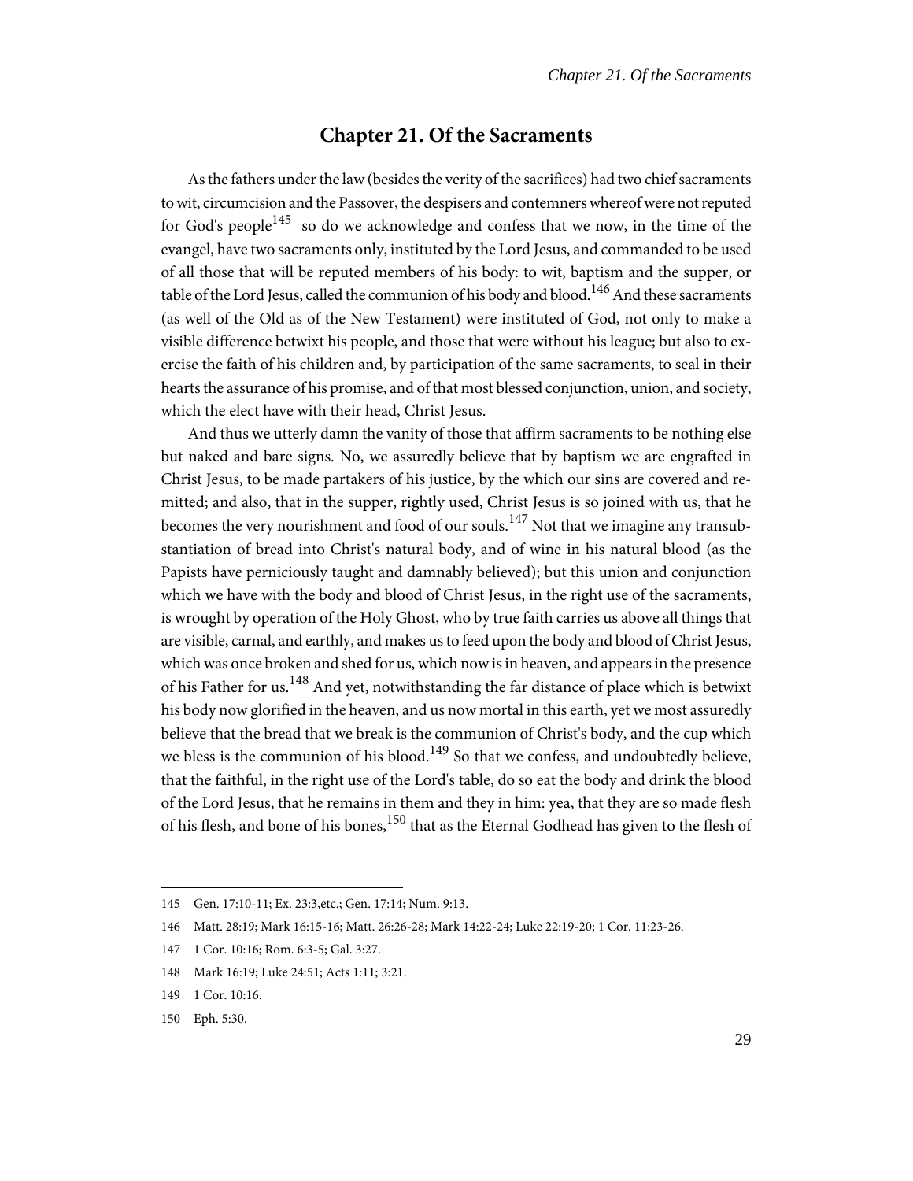# Chapter 21. Of the Sacraments

As the fathers under the law (besides the verity of the sacrifices) had two chief sacraments to wit, circumcision and the Passover, the despisers and contemners whereof were not reputed for God's people[145] so do we acknowledge and confess that we now, in the time of the evangel, have two sacraments only, instituted by the Lord Jesus, and commanded to be used of all those that will be reputed members of his body: to wit, baptism and the supper, or table of the Lord Jesus, called the communion of his body and blood.[146] And these sacraments (as well of the Old as of the New Testament) were instituted of God, not only to make a visible difference betwixt his people, and those that were without his league; but also to exercise the faith of his children and, by participation of the same sacraments, to seal in their hearts the assurance of his promise, and of that most blessed conjunction, union, and society, which the elect have with their head, Christ Jesus.

And thus we utterly damn the vanity of those that affirm sacraments to be nothing else but naked and bare signs. No, we assuredly believe that by baptism we are engrafted in Christ Jesus, to be made partakers of his justice, by the which our sins are covered and remitted; and also, that in the supper, rightly used, Christ Jesus is so joined with us, that he becomes the very nourishment and food of our souls.[147] Not that we imagine any transubstantiation of bread into Christ's natural body, and of wine in his natural blood (as the Papists have perniciously taught and damnably believed); but this union and conjunction which we have with the body and blood of Christ Jesus, in the right use of the sacraments, is wrought by operation of the Holy Ghost, who by true faith carries us above all things that are visible, carnal, and earthly, and makes us to feed upon the body and blood of Christ Jesus, which was once broken and shed for us, which now is in heaven, and appears in the presence of his Father for us.[148] And yet, notwithstanding the far distance of place which is betwixt his body now glorified in the heaven, and us now mortal in this earth, yet we most assuredly believe that the bread that we break is the communion of Christ's body, and the cup which we bless is the communion of his blood.[149] So that we confess, and undoubtedly believe, that the faithful, in the right use of the Lord's table, do so eat the body and drink the blood of the Lord Jesus, that he remains in them and they in him: yea, that they are so made flesh of his flesh, and bone of his bones,[150] that as the Eternal Godhead has given to the flesh of

---

145 Gen. 17:10-11; Ex. 23:3,etc.; Gen. 17:14; Num. 9:13.

146 Matt. 28:19; Mark 16:15-16; Matt. 26:26-28; Mark 14:22-24; Luke 22:19-20; 1 Cor. 11:23-26.

147 1 Cor. 10:16; Rom. 6:3-5; Gal. 3:27.

148 Mark 16:19; Luke 24:51; Acts 1:11; 3:21.

149 1 Cor. 10:16.

150 Eph. 5:30.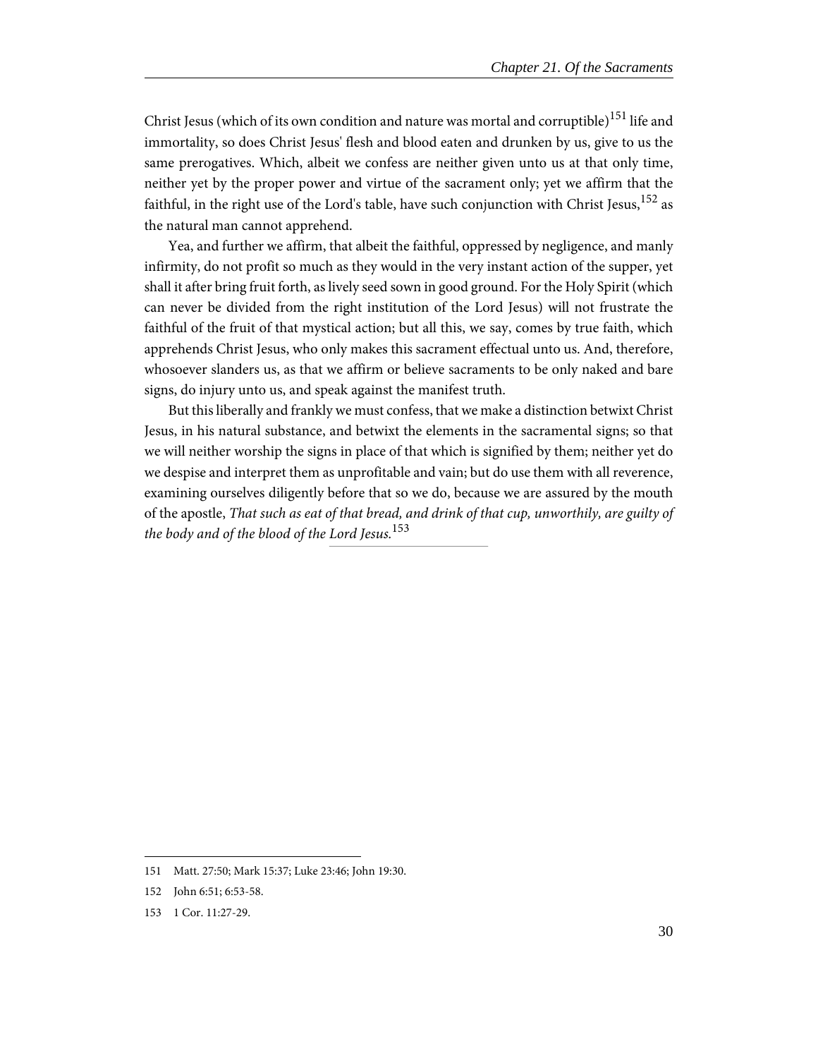Christ Jesus (which of its own condition and nature was mortal and corruptible)[151] life and immortality, so does Christ Jesus' flesh and blood eaten and drunken by us, give to us the same prerogatives. Which, albeit we confess are neither given unto us at that only time, neither yet by the proper power and virtue of the sacrament only; yet we affirm that the faithful, in the right use of the Lord's table, have such conjunction with Christ Jesus,[152] as the natural man cannot apprehend.

Yea, and further we affirm, that albeit the faithful, oppressed by negligence, and manly infirmity, do not profit so much as they would in the very instant action of the supper, yet shall it after bring fruit forth, as lively seed sown in good ground. For the Holy Spirit (which can never be divided from the right institution of the Lord Jesus) will not frustrate the faithful of the fruit of that mystical action; but all this, we say, comes by true faith, which apprehends Christ Jesus, who only makes this sacrament effectual unto us. And, therefore, whosoever slanders us, as that we affirm or believe sacraments to be only naked and bare signs, do injury unto us, and speak against the manifest truth.

But this liberally and frankly we must confess, that we make a distinction betwixt Christ Jesus, in his natural substance, and betwixt the elements in the sacramental signs; so that we will neither worship the signs in place of that which is signified by them; neither yet do we despise and interpret them as unprofitable and vain; but do use them with all reverence, examining ourselves diligently before that so we do, because we are assured by the mouth of the apostle, *That such as eat of that bread, and drink of that cup, unworthily, are guilty of the body and of the blood of the Lord Jesus.*[153]

---

151 Matt. 27:50; Mark 15:37; Luke 23:46; John 19:30.

152 John 6:51; 6:53-58.

153 1 Cor. 11:27-29.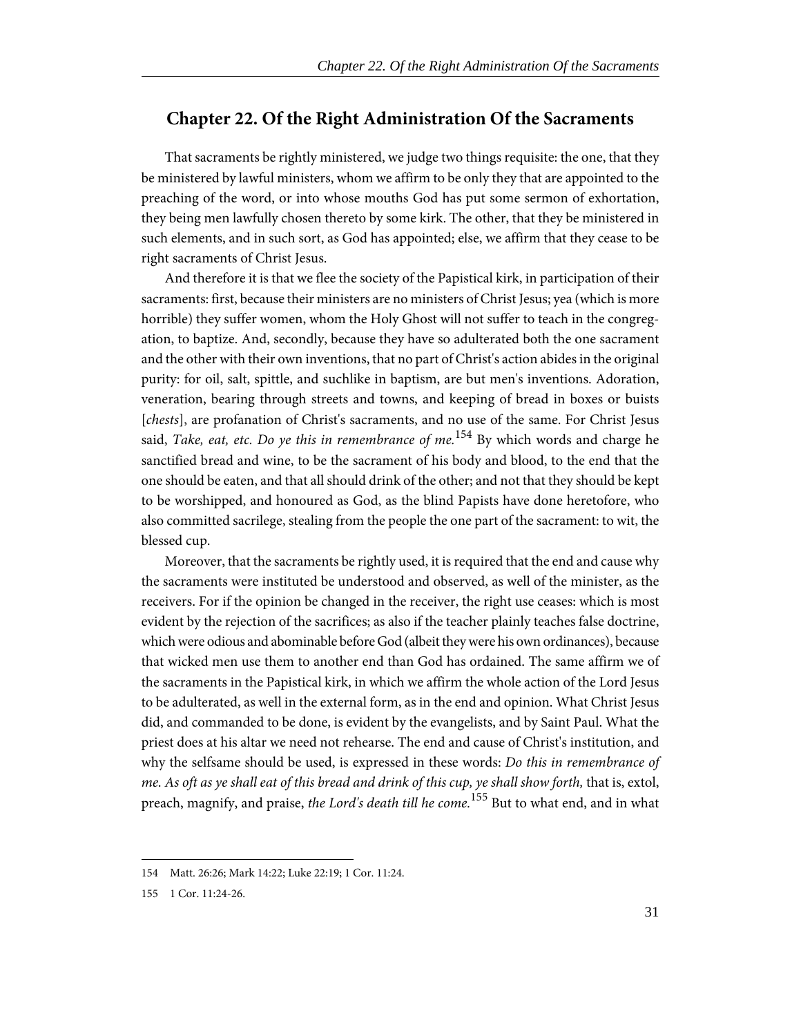## Chapter 22. Of the Right Administration Of the Sacraments

That sacraments be rightly ministered, we judge two things requisite: the one, that they be ministered by lawful ministers, whom we affirm to be only they that are appointed to the preaching of the word, or into whose mouths God has put some sermon of exhortation, they being men lawfully chosen thereto by some kirk. The other, that they be ministered in such elements, and in such sort, as God has appointed; else, we affirm that they cease to be right sacraments of Christ Jesus.

And therefore it is that we flee the society of the Papistical kirk, in participation of their sacraments: first, because their ministers are no ministers of Christ Jesus; yea (which is more horrible) they suffer women, whom the Holy Ghost will not suffer to teach in the congregation, to baptize. And, secondly, because they have so adulterated both the one sacrament and the other with their own inventions, that no part of Christ's action abides in the original purity: for oil, salt, spittle, and suchlike in baptism, are but men's inventions. Adoration, veneration, bearing through streets and towns, and keeping of bread in boxes or buists [*chests*], are profanation of Christ's sacraments, and no use of the same. For Christ Jesus said, *Take, eat, etc. Do ye this in remembrance of me.*[154] By which words and charge he sanctified bread and wine, to be the sacrament of his body and blood, to the end that the one should be eaten, and that all should drink of the other; and not that they should be kept to be worshipped, and honoured as God, as the blind Papists have done heretofore, who also committed sacrilege, stealing from the people the one part of the sacrament: to wit, the blessed cup.

Moreover, that the sacraments be rightly used, it is required that the end and cause why the sacraments were instituted be understood and observed, as well of the minister, as the receivers. For if the opinion be changed in the receiver, the right use ceases: which is most evident by the rejection of the sacrifices; as also if the teacher plainly teaches false doctrine, which were odious and abominable before God (albeit they were his own ordinances), because that wicked men use them to another end than God has ordained. The same affirm we of the sacraments in the Papistical kirk, in which we affirm the whole action of the Lord Jesus to be adulterated, as well in the external form, as in the end and opinion. What Christ Jesus did, and commanded to be done, is evident by the evangelists, and by Saint Paul. What the priest does at his altar we need not rehearse. The end and cause of Christ's institution, and why the selfsame should be used, is expressed in these words: *Do this in remembrance of me. As oft as ye shall eat of this bread and drink of this cup, ye shall show forth,* that is, extol, preach, magnify, and praise, *the Lord's death till he come.*[155] But to what end, and in what

---

154 Matt. 26:26; Mark 14:22; Luke 22:19; 1 Cor. 11:24.

155 1 Cor. 11:24-26.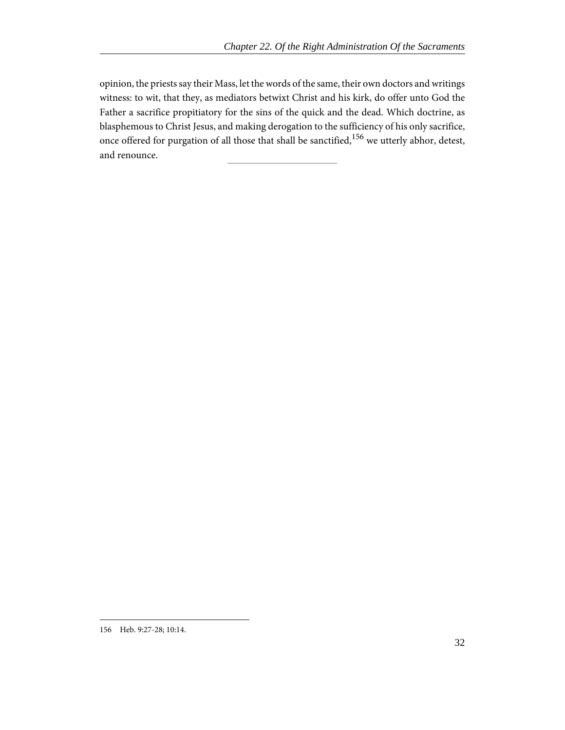opinion, the priests say their Mass, let the words of the same, their own doctors and writings witness: to wit, that they, as mediators betwixt Christ and his kirk, do offer unto God the Father a sacrifice propitiatory for the sins of the quick and the dead. Which doctrine, as blasphemous to Christ Jesus, and making derogation to the sufficiency of his only sacrifice, once offered for purgation of all those that shall be sanctified,[156] we utterly abhor, detest, and renounce.

---

156 Heb. 9:27-28; 10:14.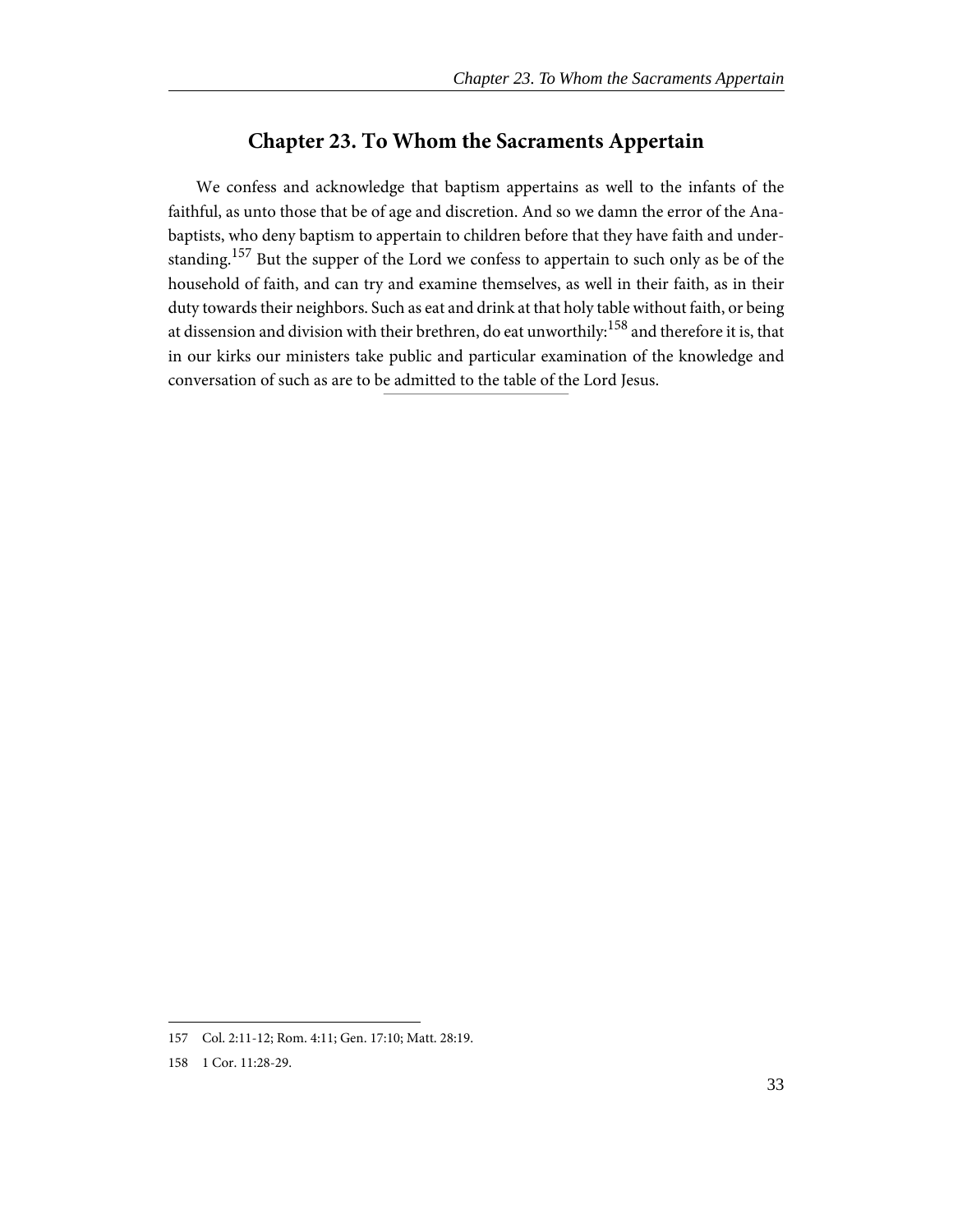## Chapter 23. To Whom the Sacraments Appertain

We confess and acknowledge that baptism appertains as well to the infants of the faithful, as unto those that be of age and discretion. And so we damn the error of the Anabaptists, who deny baptism to appertain to children before that they have faith and understanding.[157] But the supper of the Lord we confess to appertain to such only as be of the household of faith, and can try and examine themselves, as well in their faith, as in their duty towards their neighbors. Such as eat and drink at that holy table without faith, or being at dissension and division with their brethren, do eat unworthily:[158] and therefore it is, that in our kirks our ministers take public and particular examination of the knowledge and conversation of such as are to be admitted to the table of the Lord Jesus.

---

157 Col. 2:11-12; Rom. 4:11; Gen. 17:10; Matt. 28:19.

158 1 Cor. 11:28-29.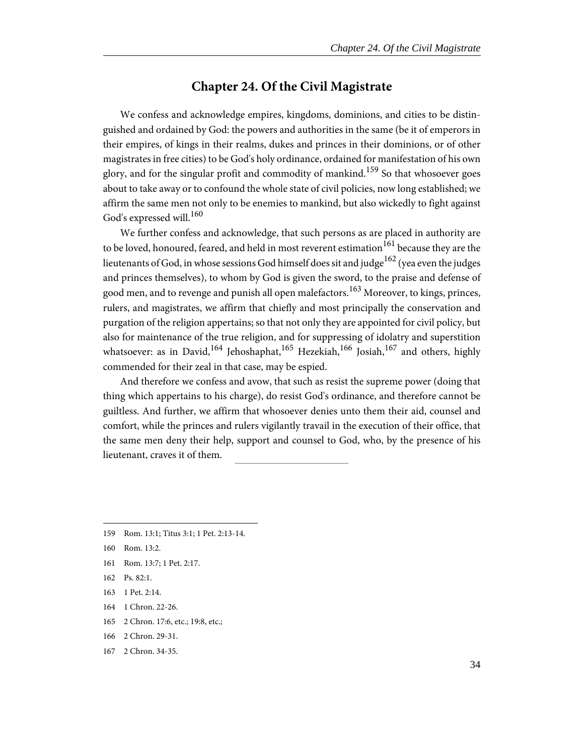# Chapter 24. Of the Civil Magistrate

We confess and acknowledge empires, kingdoms, dominions, and cities to be distinguished and ordained by God: the powers and authorities in the same (be it of emperors in their empires, of kings in their realms, dukes and princes in their dominions, or of other magistrates in free cities) to be God's holy ordinance, ordained for manifestation of his own glory, and for the singular profit and commodity of mankind.[159] So that whosoever goes about to take away or to confound the whole state of civil policies, now long established; we affirm the same men not only to be enemies to mankind, but also wickedly to fight against God's expressed will.[160]

We further confess and acknowledge, that such persons as are placed in authority are to be loved, honoured, feared, and held in most reverent estimation[161] because they are the lieutenants of God, in whose sessions God himself does sit and judge[162] (yea even the judges and princes themselves), to whom by God is given the sword, to the praise and defense of good men, and to revenge and punish all open malefactors.[163] Moreover, to kings, princes, rulers, and magistrates, we affirm that chiefly and most principally the conservation and purgation of the religion appertains; so that not only they are appointed for civil policy, but also for maintenance of the true religion, and for suppressing of idolatry and superstition whatsoever: as in David,[164] Jehoshaphat,[165] Hezekiah,[166] Josiah,[167] and others, highly commended for their zeal in that case, may be espied.

And therefore we confess and avow, that such as resist the supreme power (doing that thing which appertains to his charge), do resist God's ordinance, and therefore cannot be guiltless. And further, we affirm that whosoever denies unto them their aid, counsel and comfort, while the princes and rulers vigilantly travail in the execution of their office, that the same men deny their help, support and counsel to God, who, by the presence of his lieutenant, craves it of them.

---

159 Rom. 13:1; Titus 3:1; 1 Pet. 2:13-14.

160 Rom. 13:2.

161 Rom. 13:7; 1 Pet. 2:17.

162 Ps. 82:1.

163 1 Pet. 2:14.

164 1 Chron. 22-26.

165 2 Chron. 17:6, etc.; 19:8, etc.;

166 2 Chron. 29-31.

167 2 Chron. 34-35.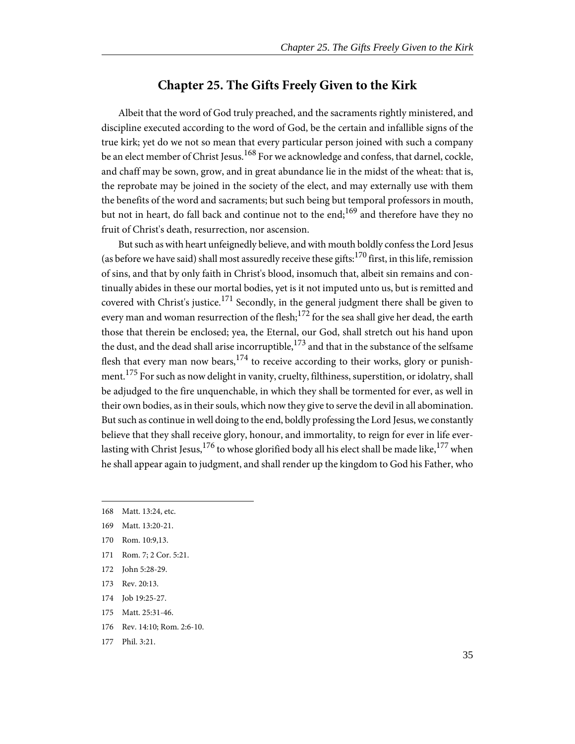## Chapter 25. The Gifts Freely Given to the Kirk

Albeit that the word of God truly preached, and the sacraments rightly ministered, and discipline executed according to the word of God, be the certain and infallible signs of the true kirk; yet do we not so mean that every particular person joined with such a company be an elect member of Christ Jesus.[168] For we acknowledge and confess, that darnel, cockle, and chaff may be sown, grow, and in great abundance lie in the midst of the wheat: that is, the reprobate may be joined in the society of the elect, and may externally use with them the benefits of the word and sacraments; but such being but temporal professors in mouth, but not in heart, do fall back and continue not to the end;[169] and therefore have they no fruit of Christ's death, resurrection, nor ascension.

But such as with heart unfeignedly believe, and with mouth boldly confess the Lord Jesus (as before we have said) shall most assuredly receive these gifts:[170] first, in this life, remission of sins, and that by only faith in Christ's blood, insomuch that, albeit sin remains and continually abides in these our mortal bodies, yet is it not imputed unto us, but is remitted and covered with Christ's justice.[171] Secondly, in the general judgment there shall be given to every man and woman resurrection of the flesh;[172] for the sea shall give her dead, the earth those that therein be enclosed; yea, the Eternal, our God, shall stretch out his hand upon the dust, and the dead shall arise incorruptible,[173] and that in the substance of the selfsame flesh that every man now bears,[174] to receive according to their works, glory or punishment.[175] For such as now delight in vanity, cruelty, filthiness, superstition, or idolatry, shall be adjudged to the fire unquenchable, in which they shall be tormented for ever, as well in their own bodies, as in their souls, which now they give to serve the devil in all abomination. But such as continue in well doing to the end, boldly professing the Lord Jesus, we constantly believe that they shall receive glory, honour, and immortality, to reign for ever in life everlasting with Christ Jesus,[176] to whose glorified body all his elect shall be made like,[177] when he shall appear again to judgment, and shall render up the kingdom to God his Father, who

---

168 Matt. 13:24, etc.

169 Matt. 13:20-21.

170 Rom. 10:9,13.

171 Rom. 7; 2 Cor. 5:21.

172 John 5:28-29.

173 Rev. 20:13.

174 Job 19:25-27.

175 Matt. 25:31-46.

176 Rev. 14:10; Rom. 2:6-10.

177 Phil. 3:21.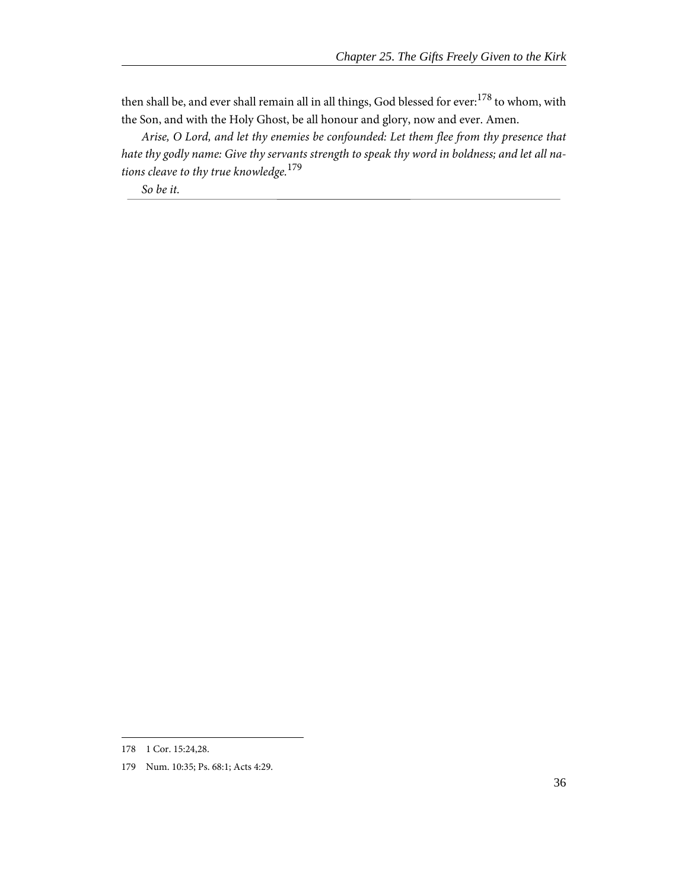then shall be, and ever shall remain all in all things, God blessed for ever:[178] to whom, with the Son, and with the Holy Ghost, be all honour and glory, now and ever. Amen.

*Arise, O Lord, and let thy enemies be confounded: Let them flee from thy presence that hate thy godly name: Give thy servants strength to speak thy word in boldness; and let all nations cleave to thy true knowledge.*[179]

*So be it.*

---

178 1 Cor. 15:24,28.

179 Num. 10:35; Ps. 68:1; Acts 4:29.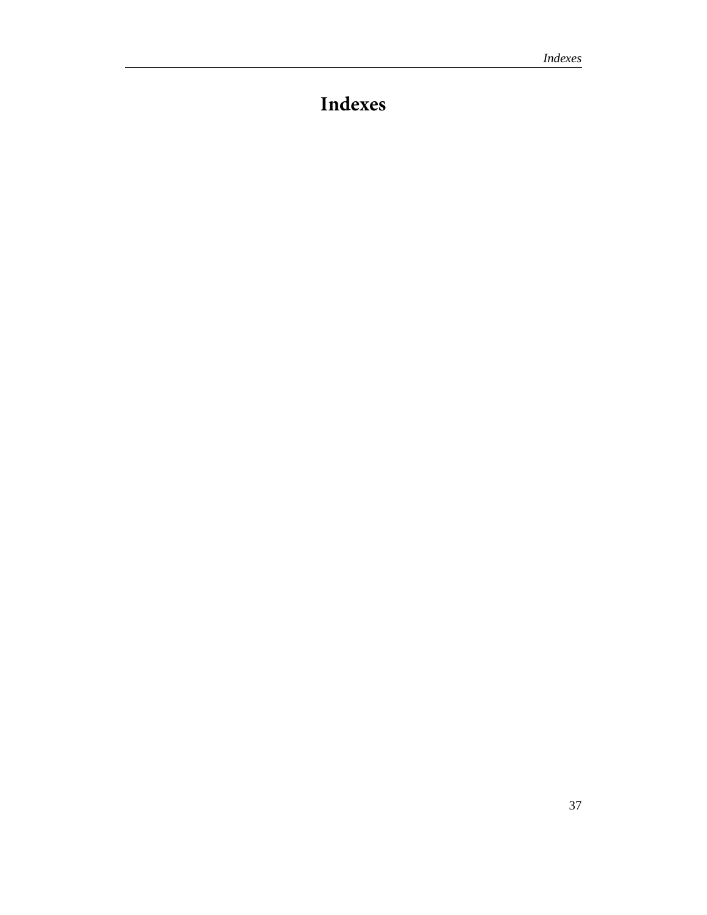# Indexes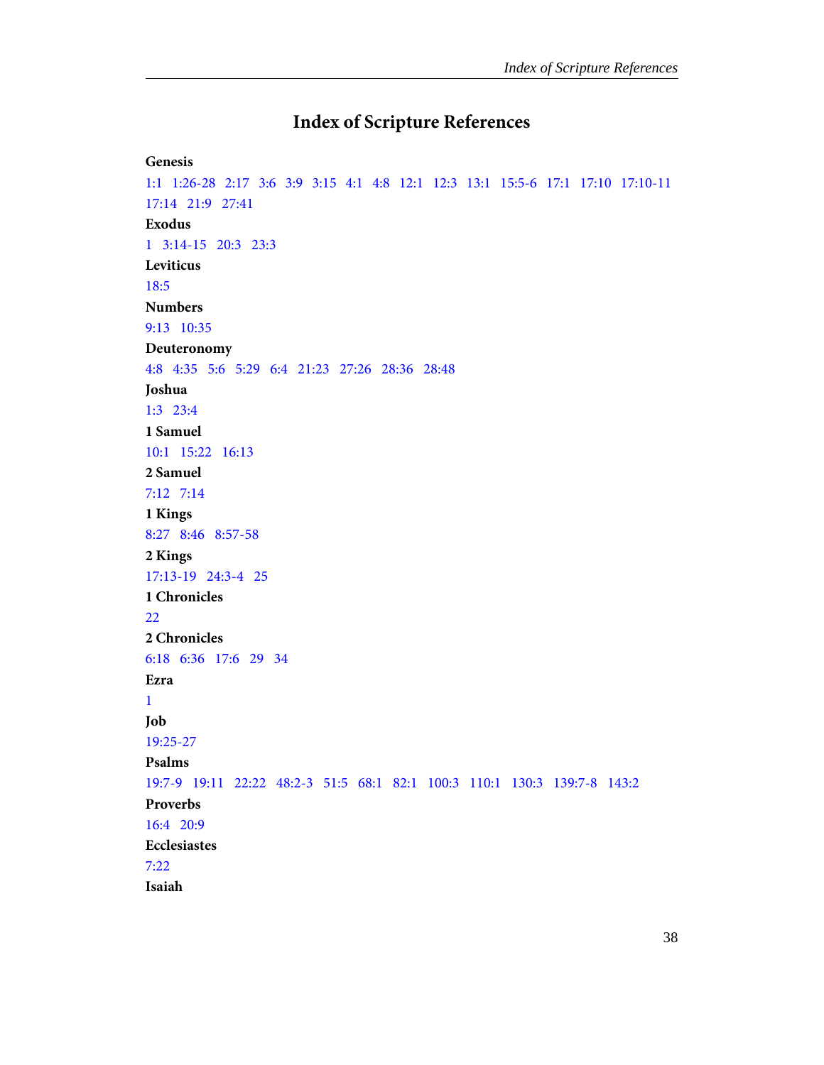# Index of Scripture References

**Genesis**

1:1   1:26-28   2:17   3:6   3:9   3:15   4:1   4:8   12:1   12:3   13:1   15:5-6   17:1   17:10   17:10-11   17:14   21:9   27:41

**Exodus**

1   3:14-15   20:3   23:3

**Leviticus**

18:5

**Numbers**

9:13   10:35

**Deuteronomy**

4:8   4:35   5:6   5:29   6:4   21:23   27:26   28:36   28:48

**Joshua**

1:3   23:4

**1 Samuel**

10:1   15:22   16:13

**2 Samuel**

7:12   7:14

**1 Kings**

8:27   8:46   8:57-58

**2 Kings**

17:13-19   24:3-4   25

**1 Chronicles**

22

**2 Chronicles**

6:18   6:36   17:6   29   34

**Ezra**

1

**Job**

19:25-27

**Psalms**

19:7-9   19:11   22:22   48:2-3   51:5   68:1   82:1   100:3   110:1   130:3   139:7-8   143:2

**Proverbs**

16:4   20:9

**Ecclesiastes**

7:22

**Isaiah**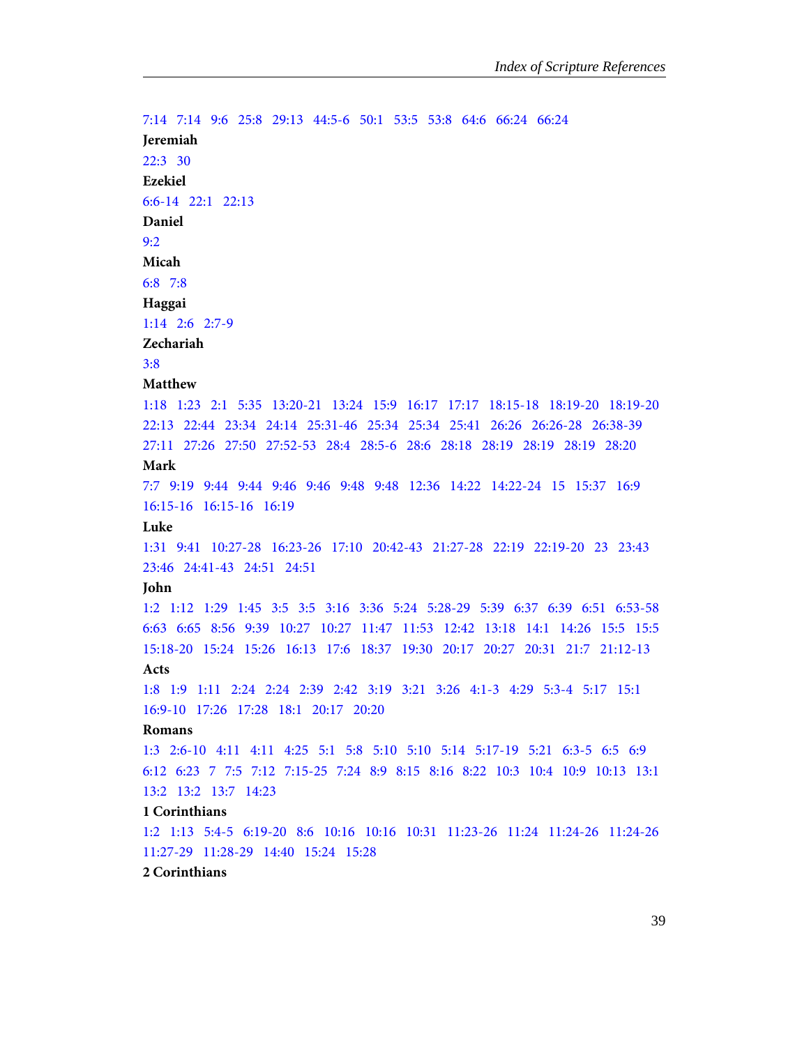7:14   7:14   9:6   25:8   29:13   44:5-6   50:1   53:5   53:8   64:6   66:24   66:24

**Jeremiah**

22:3   30

**Ezekiel**

6:6-14   22:1   22:13

**Daniel**

9:2

**Micah**

6:8   7:8

**Haggai**

1:14   2:6   2:7-9

**Zechariah**

3:8

**Matthew**

1:18   1:23   2:1   5:35   13:20-21   13:24   15:9   16:17   17:17   18:15-18   18:19-20   18:19-20   22:13   22:44   23:34   24:14   25:31-46   25:34   25:34   25:41   26:26   26:26-28   26:38-39   27:11   27:26   27:50   27:52-53   28:4   28:5-6   28:6   28:18   28:19   28:19   28:19   28:20

**Mark**

7:7   9:19   9:44   9:44   9:46   9:46   9:48   9:48   12:36   14:22   14:22-24   15   15:37   16:9   16:15-16   16:15-16   16:19

**Luke**

1:31   9:41   10:27-28   16:23-26   17:10   20:42-43   21:27-28   22:19   22:19-20   23   23:43   23:46   24:41-43   24:51   24:51

**John**

1:2   1:12   1:29   1:45   3:5   3:5   3:16   3:36   5:24   5:28-29   5:39   6:37   6:39   6:51   6:53-58   6:63   6:65   8:56   9:39   10:27   10:27   11:47   11:53   12:42   13:18   14:1   14:26   15:5   15:5   15:18-20   15:24   15:26   16:13   17:6   18:37   19:30   20:17   20:27   20:31   21:7   21:12-13

**Acts**

1:8   1:9   1:11   2:24   2:24   2:39   2:42   3:19   3:21   3:26   4:1-3   4:29   5:3-4   5:17   15:1   16:9-10   17:26   17:28   18:1   20:17   20:20

**Romans**

1:3   2:6-10   4:11   4:11   4:25   5:1   5:8   5:10   5:10   5:14   5:17-19   5:21   6:3-5   6:5   6:9   6:12   6:23   7   7:5   7:12   7:15-25   7:24   8:9   8:15   8:16   8:22   10:3   10:4   10:9   10:13   13:1   13:2   13:2   13:7   14:23

**1 Corinthians**

1:2   1:13   5:4-5   6:19-20   8:6   10:16   10:16   10:31   11:23-26   11:24   11:24-26   11:24-26   11:27-29   11:28-29   14:40   15:24   15:28

**2 Corinthians**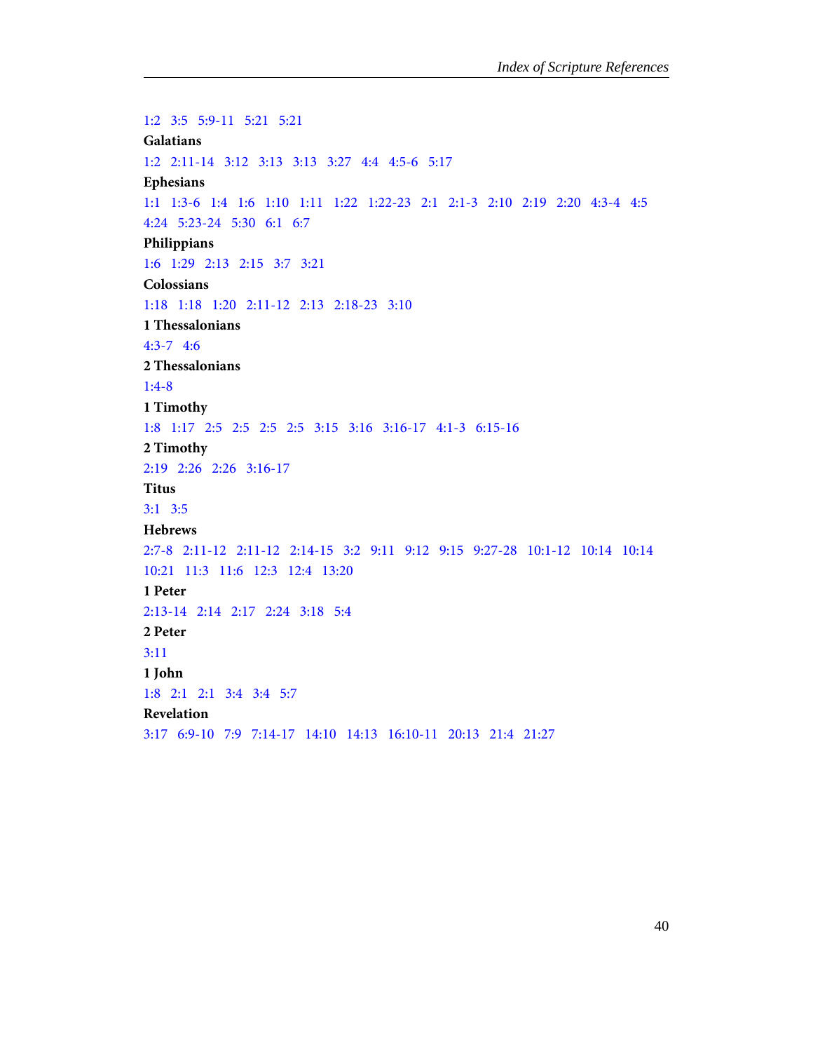1:2   3:5   5:9-11   5:21   5:21

**Galatians**

1:2   2:11-14   3:12   3:13   3:13   3:27   4:4   4:5-6   5:17

**Ephesians**

1:1   1:3-6   1:4   1:6   1:10   1:11   1:22   1:22-23   2:1   2:1-3   2:10   2:19   2:20   4:3-4   4:5   4:24   5:23-24   5:30   6:1   6:7

**Philippians**

1:6   1:29   2:13   2:15   3:7   3:21

**Colossians**

1:18   1:18   1:20   2:11-12   2:13   2:18-23   3:10

**1 Thessalonians**

4:3-7   4:6

**2 Thessalonians**

1:4-8

**1 Timothy**

1:8   1:17   2:5   2:5   2:5   2:5   3:15   3:16   3:16-17   4:1-3   6:15-16

**2 Timothy**

2:19   2:26   2:26   3:16-17

**Titus**

3:1   3:5

**Hebrews**

2:7-8   2:11-12   2:11-12   2:14-15   3:2   9:11   9:12   9:15   9:27-28   10:1-12   10:14   10:14   10:21   11:3   11:6   12:3   12:4   13:20

**1 Peter**

2:13-14   2:14   2:17   2:24   3:18   5:4

**2 Peter**

3:11

**1 John**

1:8   2:1   2:1   3:4   3:4   5:7

**Revelation**

3:17   6:9-10   7:9   7:14-17   14:10   14:13   16:10-11   20:13   21:4   21:27